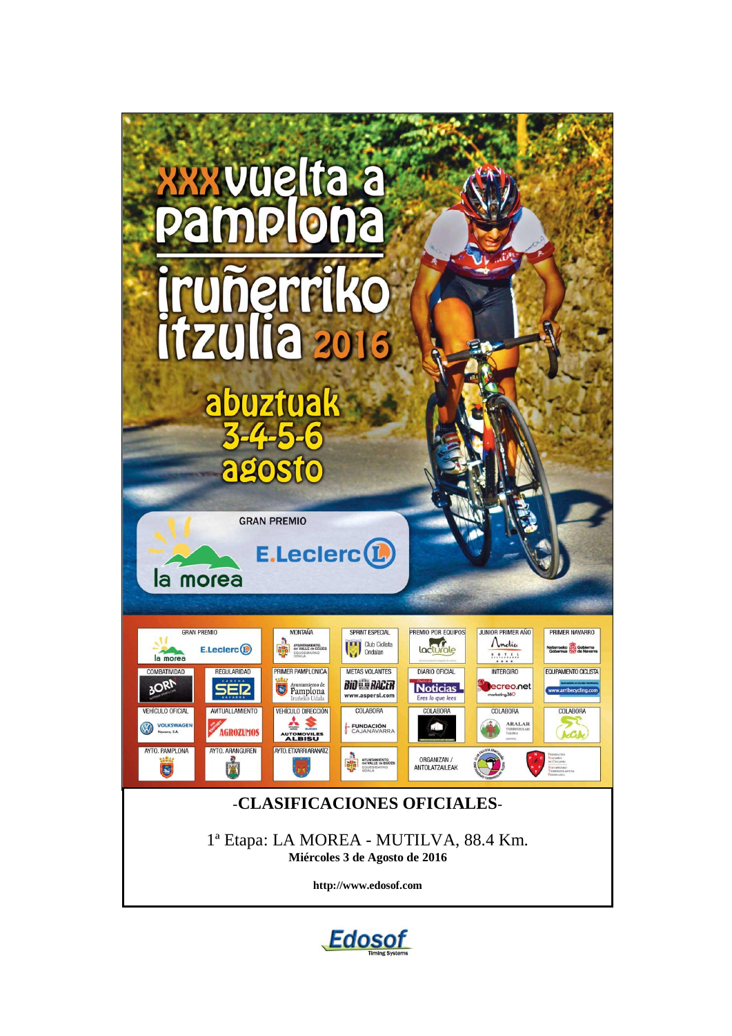# XXX vuelta a Pamplona

# iruñerriko itzulia 2016

abuztuak 3-4-5-6 agosto

GRAN PREMIO la morea E.Leclerc

| GRAN PREMIO | MONTAÑA | SPRINT ESPECIAL | PREMIO POR EQUIPOS | JUNIOR PRIMER AÑO | PRIMER NAVARRO |
|---|---|---|---|---|---|
| la morea E.Leclerc | Ayuntamiento del Valle de Egüés | Club Ciclista Ondalan | lacturale | Andia Hotel | Nafarroako Gobernua Gobierno de Navarra |

| COMBATIVIDAD | REGULARIDAD | PRIMER PAMPLONICA | METAS VOLANTES | DIARIO OFICIAL | INTERGIRO | EQUIPAMIENTO CICLISTA |
|---|---|---|---|---|---|---|
| BORN | SER Navarra | Ayuntamiento de Pamplona Iruñeko Udala | Bio Racer www.aspersl.com | Noticias Eres lo que lees | ecreo.net marketing360 | www.arribecycling.com |

| VEHÍCULO OFICIAL | AVITUALLAMIENTO | VEHÍCULO DIRECCIÓN | COLABORA | COLABORA | COLABORA | COLABORA |
|---|---|---|---|---|---|---|
| VOLKSWAGEN | AGROZUMOS | AUTOMOVILES ALBISU | FUNDACIÓN CAJANAVARRA | | ARALAR | |

| AYTO. PAMPLONA | AYTO. ARANGUREN | AYTO. ETXARRI ARANATZ | | ORGANIZAN / ANTOLATZAILEAK | | |
|---|---|---|---|---|---|---|
| | | | Ayuntamiento del Valle de Egüés | | | Federación Navarra de Ciclismo |

## -CLASIFICACIONES OFICIALES-

1ª Etapa: LA MOREA - MUTILVA, 88.4 Km.

**Miércoles 3 de Agosto de 2016**

**http://www.edosof.com**

Edosof Timing Systems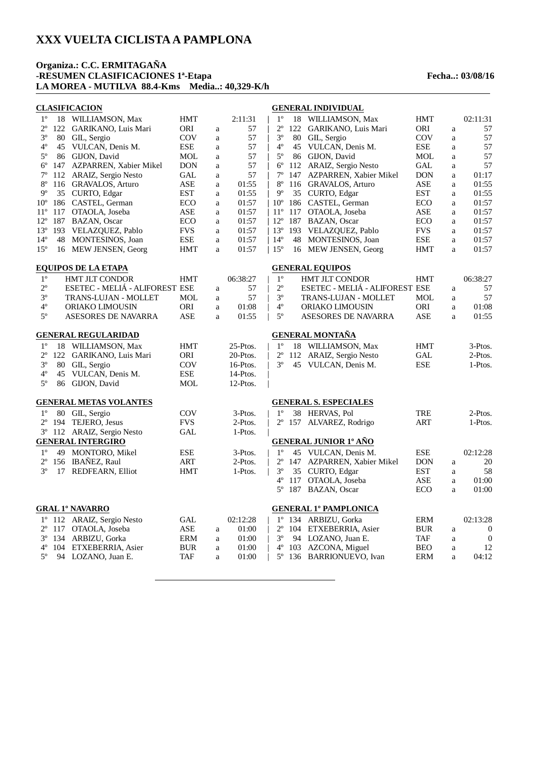# XXX VUELTA CICLISTA A PAMPLONA

**Organiza.: C.C. ERMITAGAÑA**
**-RESUMEN CLASIFICACIONES 1ª-Etapa** **Fecha..: 03/08/16**
**LA MOREA - MUTILVA 88.4-Kms Media..: 40,329-K/h**

### CLASIFICACION

| Pos. | Dorsal | Nombre | Equipo | | Tiempo |
|---|---|---|---|---|---|
| 1º | 18 | WILLIAMSON, Max | HMT | | 2:11:31 |
| 2º | 122 | GARIKANO, Luis Mari | ORI | a | 57 |
| 3º | 80 | GIL, Sergio | COV | a | 57 |
| 4º | 45 | VULCAN, Denis M. | ESE | a | 57 |
| 5º | 86 | GIJON, David | MOL | a | 57 |
| 6º | 147 | AZPARREN, Xabier Mikel | DON | a | 57 |
| 7º | 112 | ARAIZ, Sergio Nesto | GAL | a | 57 |
| 8º | 116 | GRAVALOS, Arturo | ASE | a | 01:55 |
| 9º | 35 | CURTO, Edgar | EST | a | 01:55 |
| 10º | 186 | CASTEL, German | ECO | a | 01:57 |
| 11º | 117 | OTAOLA, Joseba | ASE | a | 01:57 |
| 12º | 187 | BAZAN, Oscar | ECO | a | 01:57 |
| 13º | 193 | VELAZQUEZ, Pablo | FVS | a | 01:57 |
| 14º | 48 | MONTESINOS, Joan | ESE | a | 01:57 |
| 15º | 16 | MEW JENSEN, Georg | HMT | a | 01:57 |

### GENERAL INDIVIDUAL

| Pos. | Dorsal | Nombre | Equipo | | Tiempo |
|---|---|---|---|---|---|
| 1º | 18 | WILLIAMSON, Max | HMT | | 02:11:31 |
| 2º | 122 | GARIKANO, Luis Mari | ORI | a | 57 |
| 3º | 80 | GIL, Sergio | COV | a | 57 |
| 4º | 45 | VULCAN, Denis M. | ESE | a | 57 |
| 5º | 86 | GIJON, David | MOL | a | 57 |
| 6º | 112 | ARAIZ, Sergio Nesto | GAL | a | 57 |
| 7º | 147 | AZPARREN, Xabier Mikel | DON | a | 01:17 |
| 8º | 116 | GRAVALOS, Arturo | ASE | a | 01:55 |
| 9º | 35 | CURTO, Edgar | EST | a | 01:55 |
| 10º | 186 | CASTEL, German | ECO | a | 01:57 |
| 11º | 117 | OTAOLA, Joseba | ASE | a | 01:57 |
| 12º | 187 | BAZAN, Oscar | ECO | a | 01:57 |
| 13º | 193 | VELAZQUEZ, Pablo | FVS | a | 01:57 |
| 14º | 48 | MONTESINOS, Joan | ESE | a | 01:57 |
| 15º | 16 | MEW JENSEN, Georg | HMT | a | 01:57 |

### EQUIPOS DE LA ETAPA

| Pos. | Equipo | | | Tiempo |
|---|---|---|---|---|
| 1º | HMT JLT CONDOR | HMT | | 06:38:27 |
| 2º | ESETEC - MELIÁ - ALIFOREST | ESE | a | 57 |
| 3º | TRANS-LUJAN - MOLLET | MOL | a | 57 |
| 4º | ORIAKO LIMOUSIN | ORI | a | 01:08 |
| 5º | ASESORES DE NAVARRA | ASE | a | 01:55 |

### GENERAL EQUIPOS

| Pos. | Equipo | | | Tiempo |
|---|---|---|---|---|
| 1º | HMT JLT CONDOR | HMT | | 06:38:27 |
| 2º | ESETEC - MELIÁ - ALIFOREST | ESE | a | 57 |
| 3º | TRANS-LUJAN - MOLLET | MOL | a | 57 |
| 4º | ORIAKO LIMOUSIN | ORI | a | 01:08 |
| 5º | ASESORES DE NAVARRA | ASE | a | 01:55 |

### GENERAL REGULARIDAD

| Pos. | Dorsal | Nombre | Equipo | Puntos |
|---|---|---|---|---|
| 1º | 18 | WILLIAMSON, Max | HMT | 25-Ptos. |
| 2º | 122 | GARIKANO, Luis Mari | ORI | 20-Ptos. |
| 3º | 80 | GIL, Sergio | COV | 16-Ptos. |
| 4º | 45 | VULCAN, Denis M. | ESE | 14-Ptos. |
| 5º | 86 | GIJON, David | MOL | 12-Ptos. |

### GENERAL MONTAÑA

| Pos. | Dorsal | Nombre | Equipo | Puntos |
|---|---|---|---|---|
| 1º | 18 | WILLIAMSON, Max | HMT | 3-Ptos. |
| 2º | 112 | ARAIZ, Sergio Nesto | GAL | 2-Ptos. |
| 3º | 45 | VULCAN, Denis M. | ESE | 1-Ptos. |

### GENERAL METAS VOLANTES

| Pos. | Dorsal | Nombre | Equipo | Puntos |
|---|---|---|---|---|
| 1º | 80 | GIL, Sergio | COV | 3-Ptos. |
| 2º | 194 | TEJERO, Jesus | FVS | 2-Ptos. |
| 3º | 112 | ARAIZ, Sergio Nesto | GAL | 1-Ptos. |

### GENERAL S. ESPECIALES

| Pos. | Dorsal | Nombre | Equipo | Puntos |
|---|---|---|---|---|
| 1º | 38 | HERVAS, Pol | TRE | 2-Ptos. |
| 2º | 157 | ALVAREZ, Rodrigo | ART | 1-Ptos. |

### GENERAL INTERGIRO

| Pos. | Dorsal | Nombre | Equipo | Puntos |
|---|---|---|---|---|
| 1º | 49 | MONTORO, Mikel | ESE | 3-Ptos. |
| 2º | 156 | IBAÑEZ, Raul | ART | 2-Ptos. |
| 3º | 17 | REDFEARN, Elliot | HMT | 1-Ptos. |

### GENERAL JUNIOR 1º AÑO

| Pos. | Dorsal | Nombre | Equipo | | Tiempo |
|---|---|---|---|---|---|
| 1º | 45 | VULCAN, Denis M. | ESE | | 02:12:28 |
| 2º | 147 | AZPARREN, Xabier Mikel | DON | a | 20 |
| 3º | 35 | CURTO, Edgar | EST | a | 58 |
| 4º | 117 | OTAOLA, Joseba | ASE | a | 01:00 |
| 5º | 187 | BAZAN, Oscar | ECO | a | 01:00 |

### GRAL 1º NAVARRO

| Pos. | Dorsal | Nombre | Equipo | | Tiempo |
|---|---|---|---|---|---|
| 1º | 112 | ARAIZ, Sergio Nesto | GAL | | 02:12:28 |
| 2º | 117 | OTAOLA, Joseba | ASE | a | 01:00 |
| 3º | 134 | ARBIZU, Gorka | ERM | a | 01:00 |
| 4º | 104 | ETXEBERRIA, Asier | BUR | a | 01:00 |
| 5º | 94 | LOZANO, Juan E. | TAF | a | 01:00 |

### GENERAL 1º PAMPLONICA

| Pos. | Dorsal | Nombre | Equipo | | Tiempo |
|---|---|---|---|---|---|
| 1º | 134 | ARBIZU, Gorka | ERM | | 02:13:28 |
| 2º | 104 | ETXEBERRIA, Asier | BUR | a | 0 |
| 3º | 94 | LOZANO, Juan E. | TAF | a | 0 |
| 4º | 103 | AZCONA, Miguel | BEO | a | 12 |
| 5º | 136 | BARRIONUEVO, Ivan | ERM | a | 04:12 |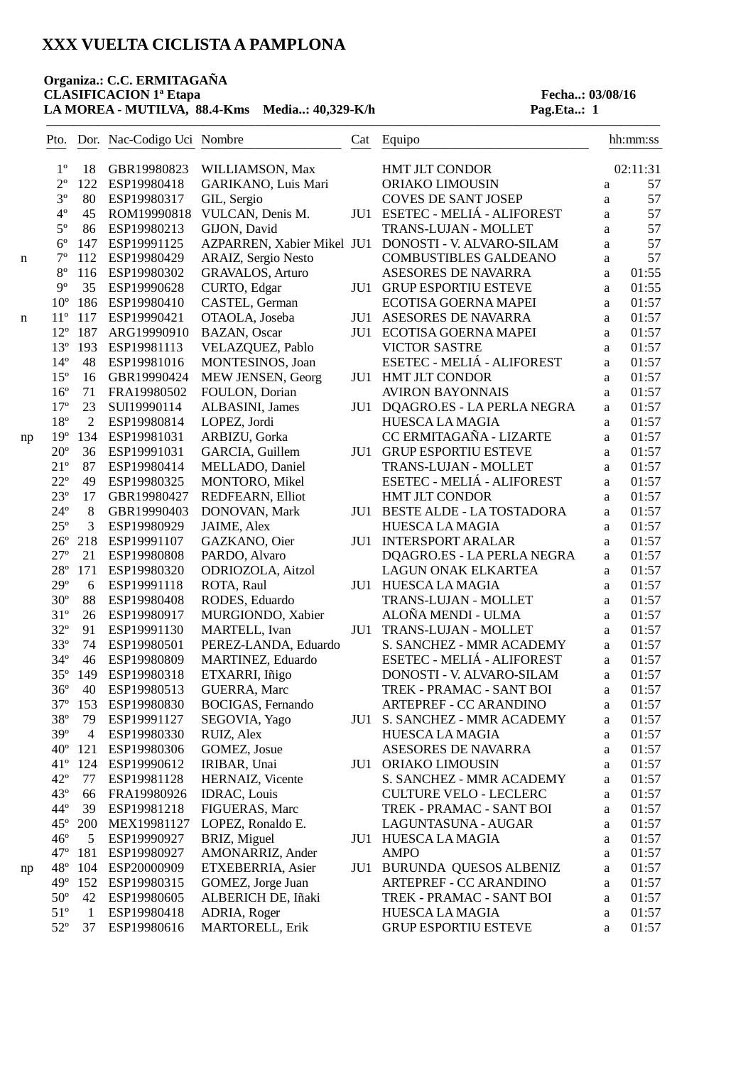# XXX VUELTA CICLISTA A PAMPLONA

**Organiza.: C.C. ERMITAGAÑA**
**CLASIFICACION 1ª Etapa** **Fecha..: 03/08/16**
**LA MOREA - MUTILVA, 88.4-Kms Media..: 40,329-K/h** **Pag.Eta..: 1**

| | Pto. | Dor. | Nac-Codigo Uci | Nombre | Cat | Equipo | | hh:mm:ss |
|---|---|---|---|---|---|---|---|---|
| | 1º | 18 | GBR19980823 | WILLIAMSON, Max | | HMT JLT CONDOR | | 02:11:31 |
| | 2º | 122 | ESP19980418 | GARIKANO, Luis Mari | | ORIAKO LIMOUSIN | a | 57 |
| | 3º | 80 | ESP19980317 | GIL, Sergio | | COVES DE SANT JOSEP | a | 57 |
| | 4º | 45 | ROM19990818 | VULCAN, Denis M. | JU1 | ESETEC - MELIÁ - ALIFOREST | a | 57 |
| | 5º | 86 | ESP19980213 | GIJON, David | | TRANS-LUJAN - MOLLET | a | 57 |
| | 6º | 147 | ESP19991125 | AZPARREN, Xabier Mikel | JU1 | DONOSTI - V. ALVARO-SILAM | a | 57 |
| n | 7º | 112 | ESP19980429 | ARAIZ, Sergio Nesto | | COMBUSTIBLES GALDEANO | a | 57 |
| | 8º | 116 | ESP19980302 | GRAVALOS, Arturo | | ASESORES DE NAVARRA | a | 01:55 |
| | 9º | 35 | ESP19990628 | CURTO, Edgar | JU1 | GRUP ESPORTIU ESTEVE | a | 01:55 |
| | 10º | 186 | ESP19980410 | CASTEL, German | | ECOTISA GOERNA MAPEI | a | 01:57 |
| n | 11º | 117 | ESP19990421 | OTAOLA, Joseba | JU1 | ASESORES DE NAVARRA | a | 01:57 |
| | 12º | 187 | ARG19990910 | BAZAN, Oscar | JU1 | ECOTISA GOERNA MAPEI | a | 01:57 |
| | 13º | 193 | ESP19981113 | VELAZQUEZ, Pablo | | VICTOR SASTRE | a | 01:57 |
| | 14º | 48 | ESP19981016 | MONTESINOS, Joan | | ESETEC - MELIÁ - ALIFOREST | a | 01:57 |
| | 15º | 16 | GBR19990424 | MEW JENSEN, Georg | JU1 | HMT JLT CONDOR | a | 01:57 |
| | 16º | 71 | FRA19980502 | FOULON, Dorian | | AVIRON BAYONNAIS | a | 01:57 |
| | 17º | 23 | SUI19990114 | ALBASINI, James | JU1 | DQAGRO.ES - LA PERLA NEGRA | a | 01:57 |
| | 18º | 2 | ESP19980814 | LOPEZ, Jordi | | HUESCA LA MAGIA | a | 01:57 |
| np | 19º | 134 | ESP19981031 | ARBIZU, Gorka | | CC ERMITAGAÑA - LIZARTE | a | 01:57 |
| | 20º | 36 | ESP19991031 | GARCIA, Guillem | JU1 | GRUP ESPORTIU ESTEVE | a | 01:57 |
| | 21º | 87 | ESP19980414 | MELLADO, Daniel | | TRANS-LUJAN - MOLLET | a | 01:57 |
| | 22º | 49 | ESP19980325 | MONTORO, Mikel | | ESETEC - MELIÁ - ALIFOREST | a | 01:57 |
| | 23º | 17 | GBR19980427 | REDFEARN, Elliot | | HMT JLT CONDOR | a | 01:57 |
| | 24º | 8 | GBR19990403 | DONOVAN, Mark | JU1 | BESTE ALDE - LA TOSTADORA | a | 01:57 |
| | 25º | 3 | ESP19980929 | JAIME, Alex | | HUESCA LA MAGIA | a | 01:57 |
| | 26º | 218 | ESP19991107 | GAZKANO, Oier | JU1 | INTERSPORT ARALAR | a | 01:57 |
| | 27º | 21 | ESP19980808 | PARDO, Alvaro | | DQAGRO.ES - LA PERLA NEGRA | a | 01:57 |
| | 28º | 171 | ESP19980320 | ODRIOZOLA, Aitzol | | LAGUN ONAK ELKARTEA | a | 01:57 |
| | 29º | 6 | ESP19991118 | ROTA, Raul | JU1 | HUESCA LA MAGIA | a | 01:57 |
| | 30º | 88 | ESP19980408 | RODES, Eduardo | | TRANS-LUJAN - MOLLET | a | 01:57 |
| | 31º | 26 | ESP19980917 | MURGIONDO, Xabier | | ALOÑA MENDI - ULMA | a | 01:57 |
| | 32º | 91 | ESP19991130 | MARTELL, Ivan | JU1 | TRANS-LUJAN - MOLLET | a | 01:57 |
| | 33º | 74 | ESP19980501 | PEREZ-LANDA, Eduardo | | S. SANCHEZ - MMR ACADEMY | a | 01:57 |
| | 34º | 46 | ESP19980809 | MARTINEZ, Eduardo | | ESETEC - MELIÁ - ALIFOREST | a | 01:57 |
| | 35º | 149 | ESP19980318 | ETXARRI, Iñigo | | DONOSTI - V. ALVARO-SILAM | a | 01:57 |
| | 36º | 40 | ESP19980513 | GUERRA, Marc | | TREK - PRAMAC - SANT BOI | a | 01:57 |
| | 37º | 153 | ESP19980830 | BOCIGAS, Fernando | | ARTEPREF - CC ARANDINO | a | 01:57 |
| | 38º | 79 | ESP19991127 | SEGOVIA, Yago | JU1 | S. SANCHEZ - MMR ACADEMY | a | 01:57 |
| | 39º | 4 | ESP19980330 | RUIZ, Alex | | HUESCA LA MAGIA | a | 01:57 |
| | 40º | 121 | ESP19980306 | GOMEZ, Josue | | ASESORES DE NAVARRA | a | 01:57 |
| | 41º | 124 | ESP19990612 | IRIBAR, Unai | JU1 | ORIAKO LIMOUSIN | a | 01:57 |
| | 42º | 77 | ESP19981128 | HERNAIZ, Vicente | | S. SANCHEZ - MMR ACADEMY | a | 01:57 |
| | 43º | 66 | FRA19980926 | IDRAC, Louis | | CULTURE VELO - LECLERC | a | 01:57 |
| | 44º | 39 | ESP19981218 | FIGUERAS, Marc | | TREK - PRAMAC - SANT BOI | a | 01:57 |
| | 45º | 200 | MEX19981127 | LOPEZ, Ronaldo E. | | LAGUNTASUNA - AUGAR | a | 01:57 |
| | 46º | 5 | ESP19990927 | BRIZ, Miguel | JU1 | HUESCA LA MAGIA | a | 01:57 |
| | 47º | 181 | ESP19980927 | AMONARRIZ, Ander | | AMPO | a | 01:57 |
| np | 48º | 104 | ESP20000909 | ETXEBERRIA, Asier | JU1 | BURUNDA QUESOS ALBENIZ | a | 01:57 |
| | 49º | 152 | ESP19980315 | GOMEZ, Jorge Juan | | ARTEPREF - CC ARANDINO | a | 01:57 |
| | 50º | 42 | ESP19980605 | ALBERICH DE, Iñaki | | TREK - PRAMAC - SANT BOI | a | 01:57 |
| | 51º | 1 | ESP19980418 | ADRIA, Roger | | HUESCA LA MAGIA | a | 01:57 |
| | 52º | 37 | ESP19980616 | MARTORELL, Erik | | GRUP ESPORTIU ESTEVE | a | 01:57 |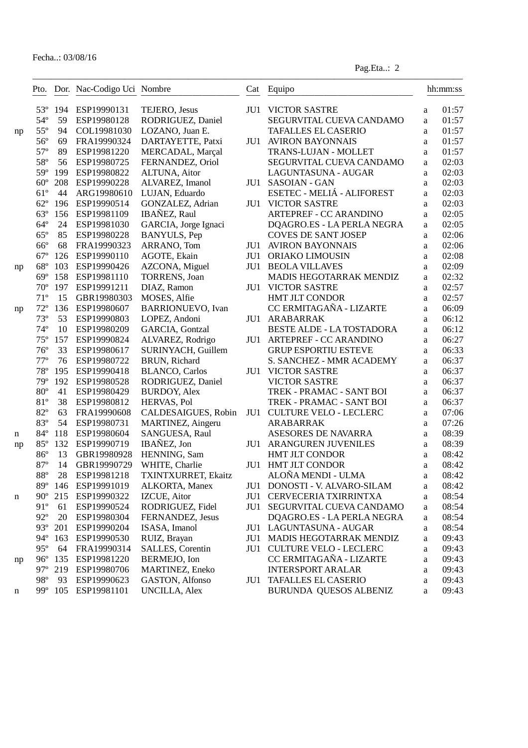Fecha..: 03/08/16

Pag.Eta..: 2

| | Pto. | Dor. | Nac-Codigo Uci | Nombre | Cat | Equipo | | hh:mm:ss |
|---|---|---|---|---|---|---|---|---|
| | 53º | 194 | ESP19990131 | TEJERO, Jesus | JU1 | VICTOR SASTRE | a | 01:57 |
| | 54º | 59 | ESP19980128 | RODRIGUEZ, Daniel | | SEGURVITAL CUEVA CANDAMO | a | 01:57 |
| np | 55º | 94 | COL19981030 | LOZANO, Juan E. | | TAFALLES EL CASERIO | a | 01:57 |
| | 56º | 69 | FRA19990324 | DARTAYETTE, Patxi | JU1 | AVIRON BAYONNAIS | a | 01:57 |
| | 57º | 89 | ESP19981220 | MERCADAL, Marçal | | TRANS-LUJAN - MOLLET | a | 01:57 |
| | 58º | 56 | ESP19980725 | FERNANDEZ, Oriol | | SEGURVITAL CUEVA CANDAMO | a | 02:03 |
| | 59º | 199 | ESP19980822 | ALTUNA, Aitor | | LAGUNTASUNA - AUGAR | a | 02:03 |
| | 60º | 208 | ESP19990228 | ALVAREZ, Imanol | JU1 | SASOIAN - GAN | a | 02:03 |
| | 61º | 44 | ARG19980610 | LUJAN, Eduardo | | ESETEC - MELIÁ - ALIFOREST | a | 02:03 |
| | 62º | 196 | ESP19990514 | GONZALEZ, Adrian | JU1 | VICTOR SASTRE | a | 02:03 |
| | 63º | 156 | ESP19981109 | IBAÑEZ, Raul | | ARTEPREF - CC ARANDINO | a | 02:05 |
| | 64º | 24 | ESP19981030 | GARCIA, Jorge Ignaci | | DQAGRO.ES - LA PERLA NEGRA | a | 02:05 |
| | 65º | 85 | ESP19980228 | BANYULS, Pep | | COVES DE SANT JOSEP | a | 02:06 |
| | 66º | 68 | FRA19990323 | ARRANO, Tom | JU1 | AVIRON BAYONNAIS | a | 02:06 |
| | 67º | 126 | ESP19990110 | AGOTE, Ekain | JU1 | ORIAKO LIMOUSIN | a | 02:08 |
| np | 68º | 103 | ESP19990426 | AZCONA, Miguel | JU1 | BEOLA VILLAVES | a | 02:09 |
| | 69º | 158 | ESP19981110 | TORRENS, Joan | | MADIS HEGOTARRAK MENDIZ | a | 02:32 |
| | 70º | 197 | ESP19991211 | DIAZ, Ramon | JU1 | VICTOR SASTRE | a | 02:57 |
| | 71º | 15 | GBR19980303 | MOSES, Alfie | | HMT JLT CONDOR | a | 02:57 |
| np | 72º | 136 | ESP19980607 | BARRIONUEVO, Ivan | | CC ERMITAGAÑA - LIZARTE | a | 06:09 |
| | 73º | 53 | ESP19990803 | LOPEZ, Andoni | JU1 | ARABARRAK | a | 06:12 |
| | 74º | 10 | ESP19980209 | GARCIA, Gontzal | | BESTE ALDE - LA TOSTADORA | a | 06:12 |
| | 75º | 157 | ESP19990824 | ALVAREZ, Rodrigo | JU1 | ARTEPREF - CC ARANDINO | a | 06:27 |
| | 76º | 33 | ESP19980617 | SURINYACH, Guillem | | GRUP ESPORTIU ESTEVE | a | 06:33 |
| | 77º | 76 | ESP19980722 | BRUN, Richard | | S. SANCHEZ - MMR ACADEMY | a | 06:37 |
| | 78º | 195 | ESP19990418 | BLANCO, Carlos | JU1 | VICTOR SASTRE | a | 06:37 |
| | 79º | 192 | ESP19980528 | RODRIGUEZ, Daniel | | VICTOR SASTRE | a | 06:37 |
| | 80º | 41 | ESP19980429 | BURDOY, Alex | | TREK - PRAMAC - SANT BOI | a | 06:37 |
| | 81º | 38 | ESP19980812 | HERVAS, Pol | | TREK - PRAMAC - SANT BOI | a | 06:37 |
| | 82º | 63 | FRA19990608 | CALDESAIGUES, Robin | JU1 | CULTURE VELO - LECLERC | a | 07:06 |
| | 83º | 54 | ESP19980731 | MARTINEZ, Aingeru | | ARABARRAK | a | 07:26 |
| n | 84º | 118 | ESP19980604 | SANGUESA, Raul | | ASESORES DE NAVARRA | a | 08:39 |
| np | 85º | 132 | ESP19990719 | IBAÑEZ, Jon | JU1 | ARANGUREN JUVENILES | a | 08:39 |
| | 86º | 13 | GBR19980928 | HENNING, Sam | | HMT JLT CONDOR | a | 08:42 |
| | 87º | 14 | GBR19990729 | WHITE, Charlie | JU1 | HMT JLT CONDOR | a | 08:42 |
| | 88º | 28 | ESP19981218 | TXINTXURRET, Ekaitz | | ALOÑA MENDI - ULMA | a | 08:42 |
| | 89º | 146 | ESP19991019 | ALKORTA, Manex | JU1 | DONOSTI - V. ALVARO-SILAM | a | 08:42 |
| n | 90º | 215 | ESP19990322 | IZCUE, Aitor | JU1 | CERVECERIA TXIRRINTXA | a | 08:54 |
| | 91º | 61 | ESP19990524 | RODRIGUEZ, Fidel | JU1 | SEGURVITAL CUEVA CANDAMO | a | 08:54 |
| | 92º | 20 | ESP19980304 | FERNANDEZ, Jesus | | DQAGRO.ES - LA PERLA NEGRA | a | 08:54 |
| | 93º | 201 | ESP19990204 | ISASA, Imanol | JU1 | LAGUNTASUNA - AUGAR | a | 08:54 |
| | 94º | 163 | ESP19990530 | RUIZ, Brayan | JU1 | MADIS HEGOTARRAK MENDIZ | a | 09:43 |
| | 95º | 64 | FRA19990314 | SALLES, Corentin | JU1 | CULTURE VELO - LECLERC | a | 09:43 |
| np | 96º | 135 | ESP19981220 | BERMEJO, Ion | | CC ERMITAGAÑA - LIZARTE | a | 09:43 |
| | 97º | 219 | ESP19980706 | MARTINEZ, Eneko | | INTERSPORT ARALAR | a | 09:43 |
| | 98º | 93 | ESP19990623 | GASTON, Alfonso | JU1 | TAFALLES EL CASERIO | a | 09:43 |
| n | 99º | 105 | ESP19981101 | UNCILLA, Alex | | BURUNDA QUESOS ALBENIZ | a | 09:43 |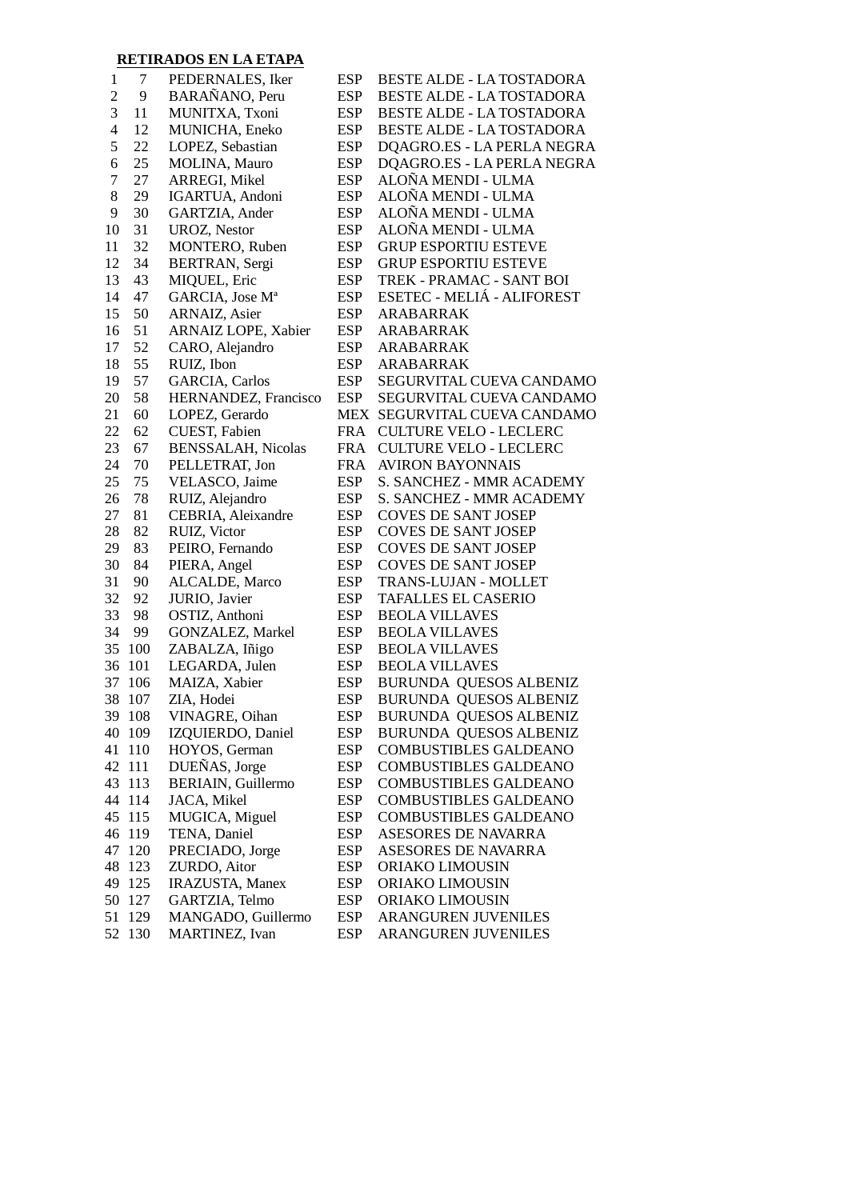**RETIRADOS EN LA ETAPA**

| | | | | |
|---|---|---|---|---|
| 1 | 7 | PEDERNALES, Iker | ESP | BESTE ALDE - LA TOSTADORA |
| 2 | 9 | BARAÑANO, Peru | ESP | BESTE ALDE - LA TOSTADORA |
| 3 | 11 | MUNITXA, Txoni | ESP | BESTE ALDE - LA TOSTADORA |
| 4 | 12 | MUNICHA, Eneko | ESP | BESTE ALDE - LA TOSTADORA |
| 5 | 22 | LOPEZ, Sebastian | ESP | DQAGRO.ES - LA PERLA NEGRA |
| 6 | 25 | MOLINA, Mauro | ESP | DQAGRO.ES - LA PERLA NEGRA |
| 7 | 27 | ARREGI, Mikel | ESP | ALOÑA MENDI - ULMA |
| 8 | 29 | IGARTUA, Andoni | ESP | ALOÑA MENDI - ULMA |
| 9 | 30 | GARTZIA, Ander | ESP | ALOÑA MENDI - ULMA |
| 10 | 31 | UROZ, Nestor | ESP | ALOÑA MENDI - ULMA |
| 11 | 32 | MONTERO, Ruben | ESP | GRUP ESPORTIU ESTEVE |
| 12 | 34 | BERTRAN, Sergi | ESP | GRUP ESPORTIU ESTEVE |
| 13 | 43 | MIQUEL, Eric | ESP | TREK - PRAMAC - SANT BOI |
| 14 | 47 | GARCIA, Jose Mª | ESP | ESETEC - MELIÁ - ALIFOREST |
| 15 | 50 | ARNAIZ, Asier | ESP | ARABARRAK |
| 16 | 51 | ARNAIZ LOPE, Xabier | ESP | ARABARRAK |
| 17 | 52 | CARO, Alejandro | ESP | ARABARRAK |
| 18 | 55 | RUIZ, Ibon | ESP | ARABARRAK |
| 19 | 57 | GARCIA, Carlos | ESP | SEGURVITAL CUEVA CANDAMO |
| 20 | 58 | HERNANDEZ, Francisco | ESP | SEGURVITAL CUEVA CANDAMO |
| 21 | 60 | LOPEZ, Gerardo | MEX | SEGURVITAL CUEVA CANDAMO |
| 22 | 62 | CUEST, Fabien | FRA | CULTURE VELO - LECLERC |
| 23 | 67 | BENSSALAH, Nicolas | FRA | CULTURE VELO - LECLERC |
| 24 | 70 | PELLETRAT, Jon | FRA | AVIRON BAYONNAIS |
| 25 | 75 | VELASCO, Jaime | ESP | S. SANCHEZ - MMR ACADEMY |
| 26 | 78 | RUIZ, Alejandro | ESP | S. SANCHEZ - MMR ACADEMY |
| 27 | 81 | CEBRIA, Aleixandre | ESP | COVES DE SANT JOSEP |
| 28 | 82 | RUIZ, Victor | ESP | COVES DE SANT JOSEP |
| 29 | 83 | PEIRO, Fernando | ESP | COVES DE SANT JOSEP |
| 30 | 84 | PIERA, Angel | ESP | COVES DE SANT JOSEP |
| 31 | 90 | ALCALDE, Marco | ESP | TRANS-LUJAN - MOLLET |
| 32 | 92 | JURIO, Javier | ESP | TAFALLES EL CASERIO |
| 33 | 98 | OSTIZ, Anthoni | ESP | BEOLA VILLAVES |
| 34 | 99 | GONZALEZ, Markel | ESP | BEOLA VILLAVES |
| 35 | 100 | ZABALZA, Iñigo | ESP | BEOLA VILLAVES |
| 36 | 101 | LEGARDA, Julen | ESP | BEOLA VILLAVES |
| 37 | 106 | MAIZA, Xabier | ESP | BURUNDA QUESOS ALBENIZ |
| 38 | 107 | ZIA, Hodei | ESP | BURUNDA QUESOS ALBENIZ |
| 39 | 108 | VINAGRE, Oihan | ESP | BURUNDA QUESOS ALBENIZ |
| 40 | 109 | IZQUIERDO, Daniel | ESP | BURUNDA QUESOS ALBENIZ |
| 41 | 110 | HOYOS, German | ESP | COMBUSTIBLES GALDEANO |
| 42 | 111 | DUEÑAS, Jorge | ESP | COMBUSTIBLES GALDEANO |
| 43 | 113 | BERIAIN, Guillermo | ESP | COMBUSTIBLES GALDEANO |
| 44 | 114 | JACA, Mikel | ESP | COMBUSTIBLES GALDEANO |
| 45 | 115 | MUGICA, Miguel | ESP | COMBUSTIBLES GALDEANO |
| 46 | 119 | TENA, Daniel | ESP | ASESORES DE NAVARRA |
| 47 | 120 | PRECIADO, Jorge | ESP | ASESORES DE NAVARRA |
| 48 | 123 | ZURDO, Aitor | ESP | ORIAKO LIMOUSIN |
| 49 | 125 | IRAZUSTA, Manex | ESP | ORIAKO LIMOUSIN |
| 50 | 127 | GARTZIA, Telmo | ESP | ORIAKO LIMOUSIN |
| 51 | 129 | MANGADO, Guillermo | ESP | ARANGUREN JUVENILES |
| 52 | 130 | MARTINEZ, Ivan | ESP | ARANGUREN JUVENILES |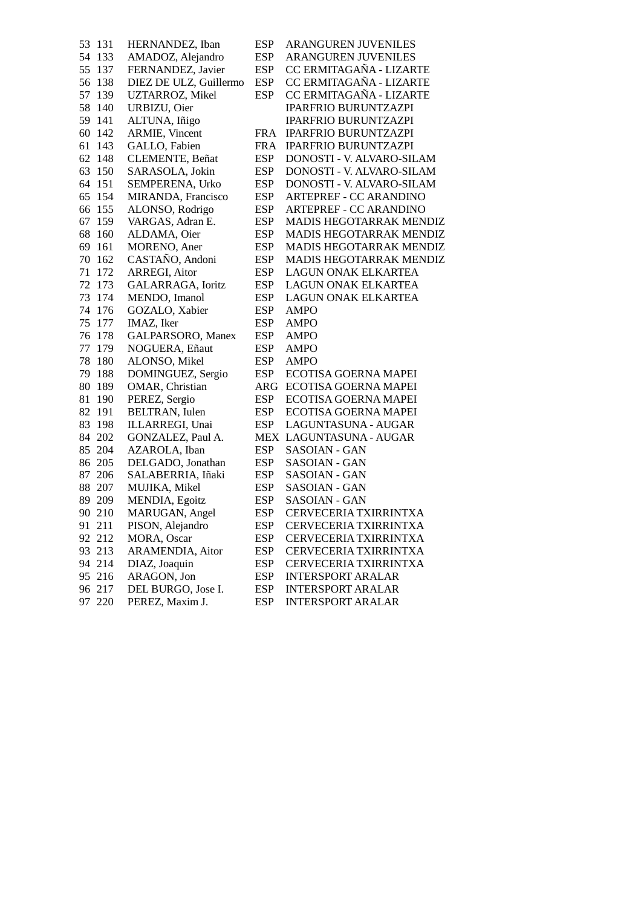| | | | | |
|---|---|---|---|---|
| 53 | 131 | HERNANDEZ, Iban | ESP | ARANGUREN JUVENILES |
| 54 | 133 | AMADOZ, Alejandro | ESP | ARANGUREN JUVENILES |
| 55 | 137 | FERNANDEZ, Javier | ESP | CC ERMITAGAÑA - LIZARTE |
| 56 | 138 | DIEZ DE ULZ, Guillermo | ESP | CC ERMITAGAÑA - LIZARTE |
| 57 | 139 | UZTARROZ, Mikel | ESP | CC ERMITAGAÑA - LIZARTE |
| 58 | 140 | URBIZU, Oier | | IPARFRIO BURUNTZAZPI |
| 59 | 141 | ALTUNA, Iñigo | | IPARFRIO BURUNTZAZPI |
| 60 | 142 | ARMIE, Vincent | FRA | IPARFRIO BURUNTZAZPI |
| 61 | 143 | GALLO, Fabien | FRA | IPARFRIO BURUNTZAZPI |
| 62 | 148 | CLEMENTE, Beñat | ESP | DONOSTI - V. ALVARO-SILAM |
| 63 | 150 | SARASOLA, Jokin | ESP | DONOSTI - V. ALVARO-SILAM |
| 64 | 151 | SEMPERENA, Urko | ESP | DONOSTI - V. ALVARO-SILAM |
| 65 | 154 | MIRANDA, Francisco | ESP | ARTEPREF - CC ARANDINO |
| 66 | 155 | ALONSO, Rodrigo | ESP | ARTEPREF - CC ARANDINO |
| 67 | 159 | VARGAS, Adran E. | ESP | MADIS HEGOTARRAK MENDIZ |
| 68 | 160 | ALDAMA, Oier | ESP | MADIS HEGOTARRAK MENDIZ |
| 69 | 161 | MORENO, Aner | ESP | MADIS HEGOTARRAK MENDIZ |
| 70 | 162 | CASTAÑO, Andoni | ESP | MADIS HEGOTARRAK MENDIZ |
| 71 | 172 | ARREGI, Aitor | ESP | LAGUN ONAK ELKARTEA |
| 72 | 173 | GALARRAGA, Ioritz | ESP | LAGUN ONAK ELKARTEA |
| 73 | 174 | MENDO, Imanol | ESP | LAGUN ONAK ELKARTEA |
| 74 | 176 | GOZALO, Xabier | ESP | AMPO |
| 75 | 177 | IMAZ, Iker | ESP | AMPO |
| 76 | 178 | GALPARSORO, Manex | ESP | AMPO |
| 77 | 179 | NOGUERA, Eñaut | ESP | AMPO |
| 78 | 180 | ALONSO, Mikel | ESP | AMPO |
| 79 | 188 | DOMINGUEZ, Sergio | ESP | ECOTISA GOERNA MAPEI |
| 80 | 189 | OMAR, Christian | ARG | ECOTISA GOERNA MAPEI |
| 81 | 190 | PEREZ, Sergio | ESP | ECOTISA GOERNA MAPEI |
| 82 | 191 | BELTRAN, Iulen | ESP | ECOTISA GOERNA MAPEI |
| 83 | 198 | ILLARREGI, Unai | ESP | LAGUNTASUNA - AUGAR |
| 84 | 202 | GONZALEZ, Paul A. | MEX | LAGUNTASUNA - AUGAR |
| 85 | 204 | AZAROLA, Iban | ESP | SASOIAN - GAN |
| 86 | 205 | DELGADO, Jonathan | ESP | SASOIAN - GAN |
| 87 | 206 | SALABERRIA, Iñaki | ESP | SASOIAN - GAN |
| 88 | 207 | MUJIKA, Mikel | ESP | SASOIAN - GAN |
| 89 | 209 | MENDIA, Egoitz | ESP | SASOIAN - GAN |
| 90 | 210 | MARUGAN, Angel | ESP | CERVECERIA TXIRRINTXA |
| 91 | 211 | PISON, Alejandro | ESP | CERVECERIA TXIRRINTXA |
| 92 | 212 | MORA, Oscar | ESP | CERVECERIA TXIRRINTXA |
| 93 | 213 | ARAMENDIA, Aitor | ESP | CERVECERIA TXIRRINTXA |
| 94 | 214 | DIAZ, Joaquin | ESP | CERVECERIA TXIRRINTXA |
| 95 | 216 | ARAGON, Jon | ESP | INTERSPORT ARALAR |
| 96 | 217 | DEL BURGO, Jose I. | ESP | INTERSPORT ARALAR |
| 97 | 220 | PEREZ, Maxim J. | ESP | INTERSPORT ARALAR |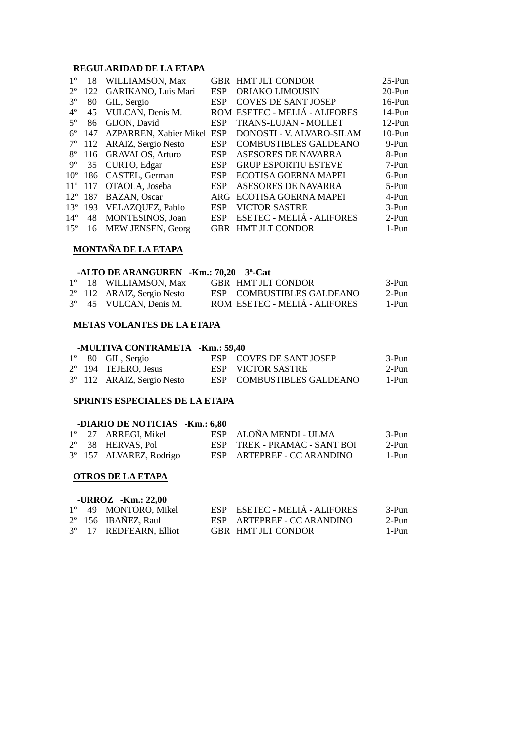**REGULARIDAD DE LA ETAPA**

| | | | | | |
|---|---|---|---|---|---|
| 1º | 18 | WILLIAMSON, Max | GBR | HMT JLT CONDOR | 25-Pun |
| 2º | 122 | GARIKANO, Luis Mari | ESP | ORIAKO LIMOUSIN | 20-Pun |
| 3º | 80 | GIL, Sergio | ESP | COVES DE SANT JOSEP | 16-Pun |
| 4º | 45 | VULCAN, Denis M. | ROM | ESETEC - MELIÁ - ALIFORES | 14-Pun |
| 5º | 86 | GIJON, David | ESP | TRANS-LUJAN - MOLLET | 12-Pun |
| 6º | 147 | AZPARREN, Xabier Mikel | ESP | DONOSTI - V. ALVARO-SILAM | 10-Pun |
| 7º | 112 | ARAIZ, Sergio Nesto | ESP | COMBUSTIBLES GALDEANO | 9-Pun |
| 8º | 116 | GRAVALOS, Arturo | ESP | ASESORES DE NAVARRA | 8-Pun |
| 9º | 35 | CURTO, Edgar | ESP | GRUP ESPORTIU ESTEVE | 7-Pun |
| 10º | 186 | CASTEL, German | ESP | ECOTISA GOERNA MAPEI | 6-Pun |
| 11º | 117 | OTAOLA, Joseba | ESP | ASESORES DE NAVARRA | 5-Pun |
| 12º | 187 | BAZAN, Oscar | ARG | ECOTISA GOERNA MAPEI | 4-Pun |
| 13º | 193 | VELAZQUEZ, Pablo | ESP | VICTOR SASTRE | 3-Pun |
| 14º | 48 | MONTESINOS, Joan | ESP | ESETEC - MELIÁ - ALIFORES | 2-Pun |
| 15º | 16 | MEW JENSEN, Georg | GBR | HMT JLT CONDOR | 1-Pun |

**MONTAÑA DE LA ETAPA**

**-ALTO DE ARANGUREN -Km.: 70,20 3ª-Cat**

| | | | | | |
|---|---|---|---|---|---|
| 1º | 18 | WILLIAMSON, Max | GBR | HMT JLT CONDOR | 3-Pun |
| 2º | 112 | ARAIZ, Sergio Nesto | ESP | COMBUSTIBLES GALDEANO | 2-Pun |
| 3º | 45 | VULCAN, Denis M. | ROM | ESETEC - MELIÁ - ALIFORES | 1-Pun |

**METAS VOLANTES DE LA ETAPA**

**-MULTIVA CONTRAMETA -Km.: 59,40**

| | | | | | |
|---|---|---|---|---|---|
| 1º | 80 | GIL, Sergio | ESP | COVES DE SANT JOSEP | 3-Pun |
| 2º | 194 | TEJERO, Jesus | ESP | VICTOR SASTRE | 2-Pun |
| 3º | 112 | ARAIZ, Sergio Nesto | ESP | COMBUSTIBLES GALDEANO | 1-Pun |

**SPRINTS ESPECIALES DE LA ETAPA**

**-DIARIO DE NOTICIAS -Km.: 6,80**

| | | | | | |
|---|---|---|---|---|---|
| 1º | 27 | ARREGI, Mikel | ESP | ALOÑA MENDI - ULMA | 3-Pun |
| 2º | 38 | HERVAS, Pol | ESP | TREK - PRAMAC - SANT BOI | 2-Pun |
| 3º | 157 | ALVAREZ, Rodrigo | ESP | ARTEPREF - CC ARANDINO | 1-Pun |

**OTROS DE LA ETAPA**

**-URROZ -Km.: 22,00**

| | | | | | |
|---|---|---|---|---|---|
| 1º | 49 | MONTORO, Mikel | ESP | ESETEC - MELIÁ - ALIFORES | 3-Pun |
| 2º | 156 | IBAÑEZ, Raul | ESP | ARTEPREF - CC ARANDINO | 2-Pun |
| 3º | 17 | REDFEARN, Elliot | GBR | HMT JLT CONDOR | 1-Pun |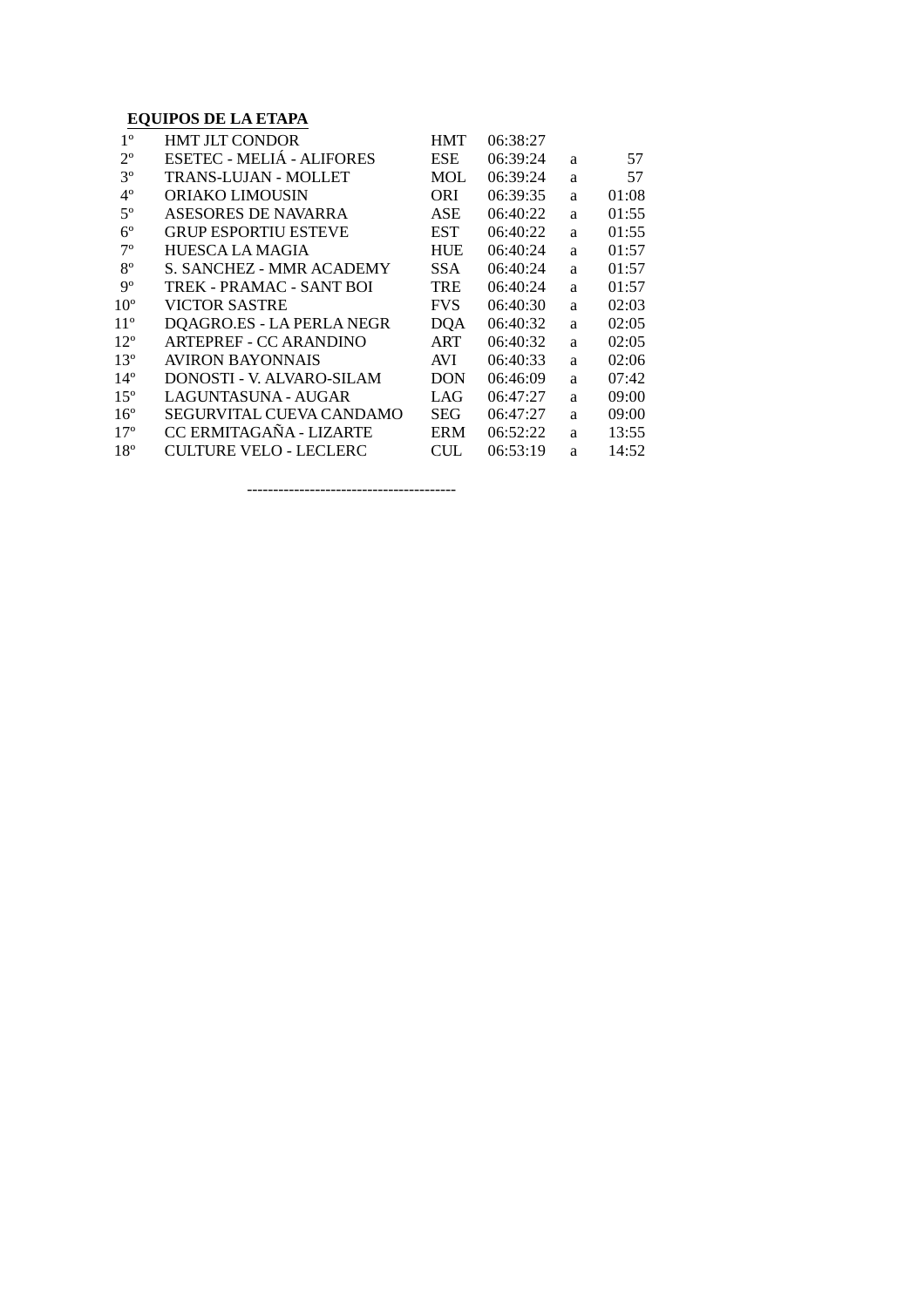**EQUIPOS DE LA ETAPA**

| | | | | | |
|---|---|---|---|---|---|
| 1º | HMT JLT CONDOR | HMT | 06:38:27 | | |
| 2º | ESETEC - MELIÁ - ALIFORES | ESE | 06:39:24 | a | 57 |
| 3º | TRANS-LUJAN - MOLLET | MOL | 06:39:24 | a | 57 |
| 4º | ORIAKO LIMOUSIN | ORI | 06:39:35 | a | 01:08 |
| 5º | ASESORES DE NAVARRA | ASE | 06:40:22 | a | 01:55 |
| 6º | GRUP ESPORTIU ESTEVE | EST | 06:40:22 | a | 01:55 |
| 7º | HUESCA LA MAGIA | HUE | 06:40:24 | a | 01:57 |
| 8º | S. SANCHEZ - MMR ACADEMY | SSA | 06:40:24 | a | 01:57 |
| 9º | TREK - PRAMAC - SANT BOI | TRE | 06:40:24 | a | 01:57 |
| 10º | VICTOR SASTRE | FVS | 06:40:30 | a | 02:03 |
| 11º | DQAGRO.ES - LA PERLA NEGR | DQA | 06:40:32 | a | 02:05 |
| 12º | ARTEPREF - CC ARANDINO | ART | 06:40:32 | a | 02:05 |
| 13º | AVIRON BAYONNAIS | AVI | 06:40:33 | a | 02:06 |
| 14º | DONOSTI - V. ALVARO-SILAM | DON | 06:46:09 | a | 07:42 |
| 15º | LAGUNTASUNA - AUGAR | LAG | 06:47:27 | a | 09:00 |
| 16º | SEGURVITAL CUEVA CANDAMO | SEG | 06:47:27 | a | 09:00 |
| 17º | CC ERMITAGAÑA - LIZARTE | ERM | 06:52:22 | a | 13:55 |
| 18º | CULTURE VELO - LECLERC | CUL | 06:53:19 | a | 14:52 |

----------------------------------------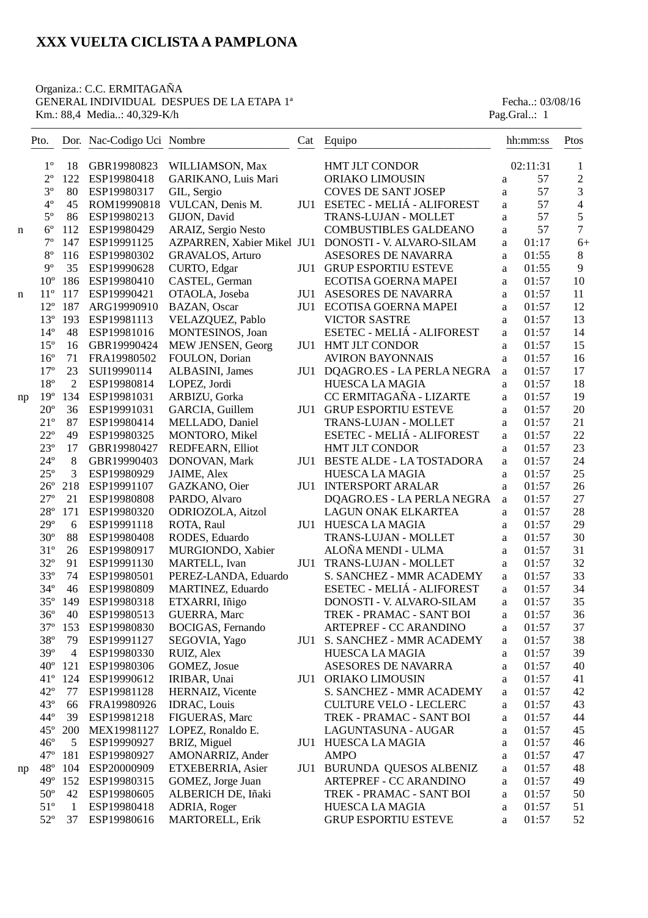# XXX VUELTA CICLISTA A PAMPLONA

Organiza.: C.C. ERMITAGAÑA
GENERAL INDIVIDUAL DESPUES DE LA ETAPA 1ª — Fecha..: 03/08/16
Km.: 88,4 Media..: 40,329-K/h — Pag.Gral..: 1

| | Pto. | Dor. | Nac-Codigo Uci | Nombre | Cat | Equipo | | hh:mm:ss | Ptos |
|---|---|---|---|---|---|---|---|---|---|
| | 1º | 18 | GBR19980823 | WILLIAMSON, Max | | HMT JLT CONDOR | | 02:11:31 | 1 |
| | 2º | 122 | ESP19980418 | GARIKANO, Luis Mari | | ORIAKO LIMOUSIN | a | 57 | 2 |
| | 3º | 80 | ESP19980317 | GIL, Sergio | | COVES DE SANT JOSEP | a | 57 | 3 |
| | 4º | 45 | ROM19990818 | VULCAN, Denis M. | JU1 | ESETEC - MELIÁ - ALIFOREST | a | 57 | 4 |
| | 5º | 86 | ESP19980213 | GIJON, David | | TRANS-LUJAN - MOLLET | a | 57 | 5 |
| n | 6º | 112 | ESP19980429 | ARAIZ, Sergio Nesto | | COMBUSTIBLES GALDEANO | a | 57 | 7 |
| | 7º | 147 | ESP19991125 | AZPARREN, Xabier Mikel | JU1 | DONOSTI - V. ALVARO-SILAM | a | 01:17 | 6+ |
| | 8º | 116 | ESP19980302 | GRAVALOS, Arturo | | ASESORES DE NAVARRA | a | 01:55 | 8 |
| | 9º | 35 | ESP19990628 | CURTO, Edgar | JU1 | GRUP ESPORTIU ESTEVE | a | 01:55 | 9 |
| | 10º | 186 | ESP19980410 | CASTEL, German | | ECOTISA GOERNA MAPEI | a | 01:57 | 10 |
| n | 11º | 117 | ESP19990421 | OTAOLA, Joseba | JU1 | ASESORES DE NAVARRA | a | 01:57 | 11 |
| | 12º | 187 | ARG19990910 | BAZAN, Oscar | JU1 | ECOTISA GOERNA MAPEI | a | 01:57 | 12 |
| | 13º | 193 | ESP19981113 | VELAZQUEZ, Pablo | | VICTOR SASTRE | a | 01:57 | 13 |
| | 14º | 48 | ESP19981016 | MONTESINOS, Joan | | ESETEC - MELIÁ - ALIFOREST | a | 01:57 | 14 |
| | 15º | 16 | GBR19990424 | MEW JENSEN, Georg | JU1 | HMT JLT CONDOR | a | 01:57 | 15 |
| | 16º | 71 | FRA19980502 | FOULON, Dorian | | AVIRON BAYONNAIS | a | 01:57 | 16 |
| | 17º | 23 | SUI19990114 | ALBASINI, James | JU1 | DQAGRO.ES - LA PERLA NEGRA | a | 01:57 | 17 |
| | 18º | 2 | ESP19980814 | LOPEZ, Jordi | | HUESCA LA MAGIA | a | 01:57 | 18 |
| np | 19º | 134 | ESP19981031 | ARBIZU, Gorka | | CC ERMITAGAÑA - LIZARTE | a | 01:57 | 19 |
| | 20º | 36 | ESP19991031 | GARCIA, Guillem | JU1 | GRUP ESPORTIU ESTEVE | a | 01:57 | 20 |
| | 21º | 87 | ESP19980414 | MELLADO, Daniel | | TRANS-LUJAN - MOLLET | a | 01:57 | 21 |
| | 22º | 49 | ESP19980325 | MONTORO, Mikel | | ESETEC - MELIÁ - ALIFOREST | a | 01:57 | 22 |
| | 23º | 17 | GBR19980427 | REDFEARN, Elliot | | HMT JLT CONDOR | a | 01:57 | 23 |
| | 24º | 8 | GBR19990403 | DONOVAN, Mark | JU1 | BESTE ALDE - LA TOSTADORA | a | 01:57 | 24 |
| | 25º | 3 | ESP19980929 | JAIME, Alex | | HUESCA LA MAGIA | a | 01:57 | 25 |
| | 26º | 218 | ESP19991107 | GAZKANO, Oier | JU1 | INTERSPORT ARALAR | a | 01:57 | 26 |
| | 27º | 21 | ESP19980808 | PARDO, Alvaro | | DQAGRO.ES - LA PERLA NEGRA | a | 01:57 | 27 |
| | 28º | 171 | ESP19980320 | ODRIOZOLA, Aitzol | | LAGUN ONAK ELKARTEA | a | 01:57 | 28 |
| | 29º | 6 | ESP19991118 | ROTA, Raul | JU1 | HUESCA LA MAGIA | a | 01:57 | 29 |
| | 30º | 88 | ESP19980408 | RODES, Eduardo | | TRANS-LUJAN - MOLLET | a | 01:57 | 30 |
| | 31º | 26 | ESP19980917 | MURGIONDO, Xabier | | ALOÑA MENDI - ULMA | a | 01:57 | 31 |
| | 32º | 91 | ESP19991130 | MARTELL, Ivan | JU1 | TRANS-LUJAN - MOLLET | a | 01:57 | 32 |
| | 33º | 74 | ESP19980501 | PEREZ-LANDA, Eduardo | | S. SANCHEZ - MMR ACADEMY | a | 01:57 | 33 |
| | 34º | 46 | ESP19980809 | MARTINEZ, Eduardo | | ESETEC - MELIÁ - ALIFOREST | a | 01:57 | 34 |
| | 35º | 149 | ESP19980318 | ETXARRI, Iñigo | | DONOSTI - V. ALVARO-SILAM | a | 01:57 | 35 |
| | 36º | 40 | ESP19980513 | GUERRA, Marc | | TREK - PRAMAC - SANT BOI | a | 01:57 | 36 |
| | 37º | 153 | ESP19980830 | BOCIGAS, Fernando | | ARTEPREF - CC ARANDINO | a | 01:57 | 37 |
| | 38º | 79 | ESP19991127 | SEGOVIA, Yago | JU1 | S. SANCHEZ - MMR ACADEMY | a | 01:57 | 38 |
| | 39º | 4 | ESP19980330 | RUIZ, Alex | | HUESCA LA MAGIA | a | 01:57 | 39 |
| | 40º | 121 | ESP19980306 | GOMEZ, Josue | | ASESORES DE NAVARRA | a | 01:57 | 40 |
| | 41º | 124 | ESP19990612 | IRIBAR, Unai | JU1 | ORIAKO LIMOUSIN | a | 01:57 | 41 |
| | 42º | 77 | ESP19981128 | HERNAIZ, Vicente | | S. SANCHEZ - MMR ACADEMY | a | 01:57 | 42 |
| | 43º | 66 | FRA19980926 | IDRAC, Louis | | CULTURE VELO - LECLERC | a | 01:57 | 43 |
| | 44º | 39 | ESP19981218 | FIGUERAS, Marc | | TREK - PRAMAC - SANT BOI | a | 01:57 | 44 |
| | 45º | 200 | MEX19981127 | LOPEZ, Ronaldo E. | | LAGUNTASUNA - AUGAR | a | 01:57 | 45 |
| | 46º | 5 | ESP19990927 | BRIZ, Miguel | JU1 | HUESCA LA MAGIA | a | 01:57 | 46 |
| | 47º | 181 | ESP19980927 | AMONARRIZ, Ander | | AMPO | a | 01:57 | 47 |
| np | 48º | 104 | ESP20000909 | ETXEBERRIA, Asier | JU1 | BURUNDA QUESOS ALBENIZ | a | 01:57 | 48 |
| | 49º | 152 | ESP19980315 | GOMEZ, Jorge Juan | | ARTEPREF - CC ARANDINO | a | 01:57 | 49 |
| | 50º | 42 | ESP19980605 | ALBERICH DE, Iñaki | | TREK - PRAMAC - SANT BOI | a | 01:57 | 50 |
| | 51º | 1 | ESP19980418 | ADRIA, Roger | | HUESCA LA MAGIA | a | 01:57 | 51 |
| | 52º | 37 | ESP19980616 | MARTORELL, Erik | | GRUP ESPORTIU ESTEVE | a | 01:57 | 52 |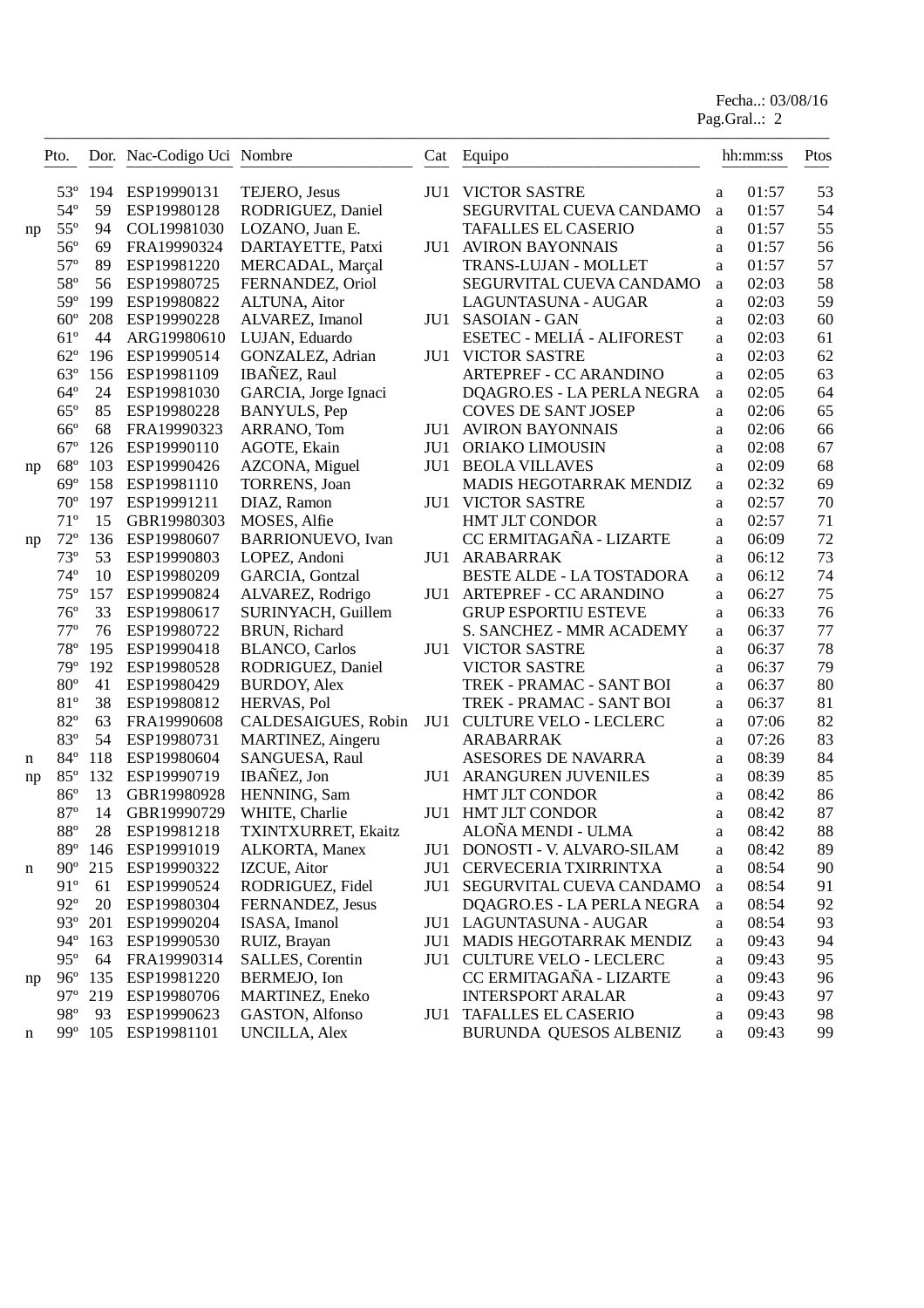Fecha..: 03/08/16
Pag.Gral..: 2

| | Pto. | Dor. | Nac-Codigo Uci | Nombre | Cat | Equipo | | hh:mm:ss | Ptos |
|---|---|---|---|---|---|---|---|---|---|
| | 53º | 194 | ESP19990131 | TEJERO, Jesus | JU1 | VICTOR SASTRE | a | 01:57 | 53 |
| | 54º | 59 | ESP19980128 | RODRIGUEZ, Daniel | | SEGURVITAL CUEVA CANDAMO | a | 01:57 | 54 |
| np | 55º | 94 | COL19981030 | LOZANO, Juan E. | | TAFALLES EL CASERIO | a | 01:57 | 55 |
| | 56º | 69 | FRA19990324 | DARTAYETTE, Patxi | JU1 | AVIRON BAYONNAIS | a | 01:57 | 56 |
| | 57º | 89 | ESP19981220 | MERCADAL, Marçal | | TRANS-LUJAN - MOLLET | a | 01:57 | 57 |
| | 58º | 56 | ESP19980725 | FERNANDEZ, Oriol | | SEGURVITAL CUEVA CANDAMO | a | 02:03 | 58 |
| | 59º | 199 | ESP19980822 | ALTUNA, Aitor | | LAGUNTASUNA - AUGAR | a | 02:03 | 59 |
| | 60º | 208 | ESP19990228 | ALVAREZ, Imanol | JU1 | SASOIAN - GAN | a | 02:03 | 60 |
| | 61º | 44 | ARG19980610 | LUJAN, Eduardo | | ESETEC - MELIÁ - ALIFOREST | a | 02:03 | 61 |
| | 62º | 196 | ESP19990514 | GONZALEZ, Adrian | JU1 | VICTOR SASTRE | a | 02:03 | 62 |
| | 63º | 156 | ESP19981109 | IBAÑEZ, Raul | | ARTEPREF - CC ARANDINO | a | 02:05 | 63 |
| | 64º | 24 | ESP19981030 | GARCIA, Jorge Ignaci | | DQAGRO.ES - LA PERLA NEGRA | a | 02:05 | 64 |
| | 65º | 85 | ESP19980228 | BANYULS, Pep | | COVES DE SANT JOSEP | a | 02:06 | 65 |
| | 66º | 68 | FRA19990323 | ARRANO, Tom | JU1 | AVIRON BAYONNAIS | a | 02:06 | 66 |
| | 67º | 126 | ESP19990110 | AGOTE, Ekain | JU1 | ORIAKO LIMOUSIN | a | 02:08 | 67 |
| np | 68º | 103 | ESP19990426 | AZCONA, Miguel | JU1 | BEOLA VILLAVES | a | 02:09 | 68 |
| | 69º | 158 | ESP19981110 | TORRENS, Joan | | MADIS HEGOTARRAK MENDIZ | a | 02:32 | 69 |
| | 70º | 197 | ESP19991211 | DIAZ, Ramon | JU1 | VICTOR SASTRE | a | 02:57 | 70 |
| | 71º | 15 | GBR19980303 | MOSES, Alfie | | HMT JLT CONDOR | a | 02:57 | 71 |
| np | 72º | 136 | ESP19980607 | BARRIONUEVO, Ivan | | CC ERMITAGAÑA - LIZARTE | a | 06:09 | 72 |
| | 73º | 53 | ESP19990803 | LOPEZ, Andoni | JU1 | ARABARRAK | a | 06:12 | 73 |
| | 74º | 10 | ESP19980209 | GARCIA, Gontzal | | BESTE ALDE - LA TOSTADORA | a | 06:12 | 74 |
| | 75º | 157 | ESP19990824 | ALVAREZ, Rodrigo | JU1 | ARTEPREF - CC ARANDINO | a | 06:27 | 75 |
| | 76º | 33 | ESP19980617 | SURINYACH, Guillem | | GRUP ESPORTIU ESTEVE | a | 06:33 | 76 |
| | 77º | 76 | ESP19980722 | BRUN, Richard | | S. SANCHEZ - MMR ACADEMY | a | 06:37 | 77 |
| | 78º | 195 | ESP19990418 | BLANCO, Carlos | JU1 | VICTOR SASTRE | a | 06:37 | 78 |
| | 79º | 192 | ESP19980528 | RODRIGUEZ, Daniel | | VICTOR SASTRE | a | 06:37 | 79 |
| | 80º | 41 | ESP19980429 | BURDOY, Alex | | TREK - PRAMAC - SANT BOI | a | 06:37 | 80 |
| | 81º | 38 | ESP19980812 | HERVAS, Pol | | TREK - PRAMAC - SANT BOI | a | 06:37 | 81 |
| | 82º | 63 | FRA19990608 | CALDESAIGUES, Robin | JU1 | CULTURE VELO - LECLERC | a | 07:06 | 82 |
| | 83º | 54 | ESP19980731 | MARTINEZ, Aingeru | | ARABARRAK | a | 07:26 | 83 |
| n | 84º | 118 | ESP19980604 | SANGUESA, Raul | | ASESORES DE NAVARRA | a | 08:39 | 84 |
| np | 85º | 132 | ESP19990719 | IBAÑEZ, Jon | JU1 | ARANGUREN JUVENILES | a | 08:39 | 85 |
| | 86º | 13 | GBR19980928 | HENNING, Sam | | HMT JLT CONDOR | a | 08:42 | 86 |
| | 87º | 14 | GBR19990729 | WHITE, Charlie | JU1 | HMT JLT CONDOR | a | 08:42 | 87 |
| | 88º | 28 | ESP19981218 | TXINTXURRET, Ekaitz | | ALOÑA MENDI - ULMA | a | 08:42 | 88 |
| | 89º | 146 | ESP19991019 | ALKORTA, Manex | JU1 | DONOSTI - V. ALVARO-SILAM | a | 08:42 | 89 |
| n | 90º | 215 | ESP19990322 | IZCUE, Aitor | JU1 | CERVECERIA TXIRRINTXA | a | 08:54 | 90 |
| | 91º | 61 | ESP19990524 | RODRIGUEZ, Fidel | JU1 | SEGURVITAL CUEVA CANDAMO | a | 08:54 | 91 |
| | 92º | 20 | ESP19980304 | FERNANDEZ, Jesus | | DQAGRO.ES - LA PERLA NEGRA | a | 08:54 | 92 |
| | 93º | 201 | ESP19990204 | ISASA, Imanol | JU1 | LAGUNTASUNA - AUGAR | a | 08:54 | 93 |
| | 94º | 163 | ESP19990530 | RUIZ, Brayan | JU1 | MADIS HEGOTARRAK MENDIZ | a | 09:43 | 94 |
| | 95º | 64 | FRA19990314 | SALLES, Corentin | JU1 | CULTURE VELO - LECLERC | a | 09:43 | 95 |
| np | 96º | 135 | ESP19981220 | BERMEJO, Ion | | CC ERMITAGAÑA - LIZARTE | a | 09:43 | 96 |
| | 97º | 219 | ESP19980706 | MARTINEZ, Eneko | | INTERSPORT ARALAR | a | 09:43 | 97 |
| | 98º | 93 | ESP19990623 | GASTON, Alfonso | JU1 | TAFALLES EL CASERIO | a | 09:43 | 98 |
| n | 99º | 105 | ESP19981101 | UNCILLA, Alex | | BURUNDA QUESOS ALBENIZ | a | 09:43 | 99 |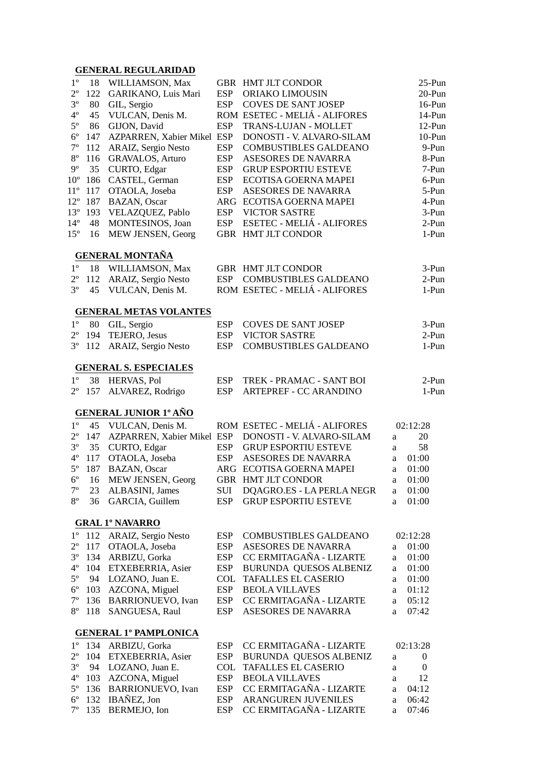**GENERAL REGULARIDAD**

| | | | | | |
|---|---|---|---|---|---|
| 1º | 18 | WILLIAMSON, Max | GBR | HMT JLT CONDOR | 25-Pun |
| 2º | 122 | GARIKANO, Luis Mari | ESP | ORIAKO LIMOUSIN | 20-Pun |
| 3º | 80 | GIL, Sergio | ESP | COVES DE SANT JOSEP | 16-Pun |
| 4º | 45 | VULCAN, Denis M. | ROM | ESETEC - MELIÁ - ALIFORES | 14-Pun |
| 5º | 86 | GIJON, David | ESP | TRANS-LUJAN - MOLLET | 12-Pun |
| 6º | 147 | AZPARREN, Xabier Mikel | ESP | DONOSTI - V. ALVARO-SILAM | 10-Pun |
| 7º | 112 | ARAIZ, Sergio Nesto | ESP | COMBUSTIBLES GALDEANO | 9-Pun |
| 8º | 116 | GRAVALOS, Arturo | ESP | ASESORES DE NAVARRA | 8-Pun |
| 9º | 35 | CURTO, Edgar | ESP | GRUP ESPORTIU ESTEVE | 7-Pun |
| 10º | 186 | CASTEL, German | ESP | ECOTISA GOERNA MAPEI | 6-Pun |
| 11º | 117 | OTAOLA, Joseba | ESP | ASESORES DE NAVARRA | 5-Pun |
| 12º | 187 | BAZAN, Oscar | ARG | ECOTISA GOERNA MAPEI | 4-Pun |
| 13º | 193 | VELAZQUEZ, Pablo | ESP | VICTOR SASTRE | 3-Pun |
| 14º | 48 | MONTESINOS, Joan | ESP | ESETEC - MELIÁ - ALIFORES | 2-Pun |
| 15º | 16 | MEW JENSEN, Georg | GBR | HMT JLT CONDOR | 1-Pun |

**GENERAL MONTAÑA**

| | | | | | |
|---|---|---|---|---|---|
| 1º | 18 | WILLIAMSON, Max | GBR | HMT JLT CONDOR | 3-Pun |
| 2º | 112 | ARAIZ, Sergio Nesto | ESP | COMBUSTIBLES GALDEANO | 2-Pun |
| 3º | 45 | VULCAN, Denis M. | ROM | ESETEC - MELIÁ - ALIFORES | 1-Pun |

**GENERAL METAS VOLANTES**

| | | | | | |
|---|---|---|---|---|---|
| 1º | 80 | GIL, Sergio | ESP | COVES DE SANT JOSEP | 3-Pun |
| 2º | 194 | TEJERO, Jesus | ESP | VICTOR SASTRE | 2-Pun |
| 3º | 112 | ARAIZ, Sergio Nesto | ESP | COMBUSTIBLES GALDEANO | 1-Pun |

**GENERAL S. ESPECIALES**

| | | | | | |
|---|---|---|---|---|---|
| 1º | 38 | HERVAS, Pol | ESP | TREK - PRAMAC - SANT BOI | 2-Pun |
| 2º | 157 | ALVAREZ, Rodrigo | ESP | ARTEPREF - CC ARANDINO | 1-Pun |

**GENERAL JUNIOR 1º AÑO**

| | | | | | | |
|---|---|---|---|---|---|---|
| 1º | 45 | VULCAN, Denis M. | ROM | ESETEC - MELIÁ - ALIFORES | | 02:12:28 |
| 2º | 147 | AZPARREN, Xabier Mikel | ESP | DONOSTI - V. ALVARO-SILAM | a | 20 |
| 3º | 35 | CURTO, Edgar | ESP | GRUP ESPORTIU ESTEVE | a | 58 |
| 4º | 117 | OTAOLA, Joseba | ESP | ASESORES DE NAVARRA | a | 01:00 |
| 5º | 187 | BAZAN, Oscar | ARG | ECOTISA GOERNA MAPEI | a | 01:00 |
| 6º | 16 | MEW JENSEN, Georg | GBR | HMT JLT CONDOR | a | 01:00 |
| 7º | 23 | ALBASINI, James | SUI | DQAGRO.ES - LA PERLA NEGR | a | 01:00 |
| 8º | 36 | GARCIA, Guillem | ESP | GRUP ESPORTIU ESTEVE | a | 01:00 |

**GRAL 1º NAVARRO**

| | | | | | | |
|---|---|---|---|---|---|---|
| 1º | 112 | ARAIZ, Sergio Nesto | ESP | COMBUSTIBLES GALDEANO | | 02:12:28 |
| 2º | 117 | OTAOLA, Joseba | ESP | ASESORES DE NAVARRA | a | 01:00 |
| 3º | 134 | ARBIZU, Gorka | ESP | CC ERMITAGAÑA - LIZARTE | a | 01:00 |
| 4º | 104 | ETXEBERRIA, Asier | ESP | BURUNDA QUESOS ALBENIZ | a | 01:00 |
| 5º | 94 | LOZANO, Juan E. | COL | TAFALLES EL CASERIO | a | 01:00 |
| 6º | 103 | AZCONA, Miguel | ESP | BEOLA VILLAVES | a | 01:12 |
| 7º | 136 | BARRIONUEVO, Ivan | ESP | CC ERMITAGAÑA - LIZARTE | a | 05:12 |
| 8º | 118 | SANGUESA, Raul | ESP | ASESORES DE NAVARRA | a | 07:42 |

**GENERAL 1º PAMPLONICA**

| | | | | | | |
|---|---|---|---|---|---|---|
| 1º | 134 | ARBIZU, Gorka | ESP | CC ERMITAGAÑA - LIZARTE | | 02:13:28 |
| 2º | 104 | ETXEBERRIA, Asier | ESP | BURUNDA QUESOS ALBENIZ | a | 0 |
| 3º | 94 | LOZANO, Juan E. | COL | TAFALLES EL CASERIO | a | 0 |
| 4º | 103 | AZCONA, Miguel | ESP | BEOLA VILLAVES | a | 12 |
| 5º | 136 | BARRIONUEVO, Ivan | ESP | CC ERMITAGAÑA - LIZARTE | a | 04:12 |
| 6º | 132 | IBAÑEZ, Jon | ESP | ARANGUREN JUVENILES | a | 06:42 |
| 7º | 135 | BERMEJO, Ion | ESP | CC ERMITAGAÑA - LIZARTE | a | 07:46 |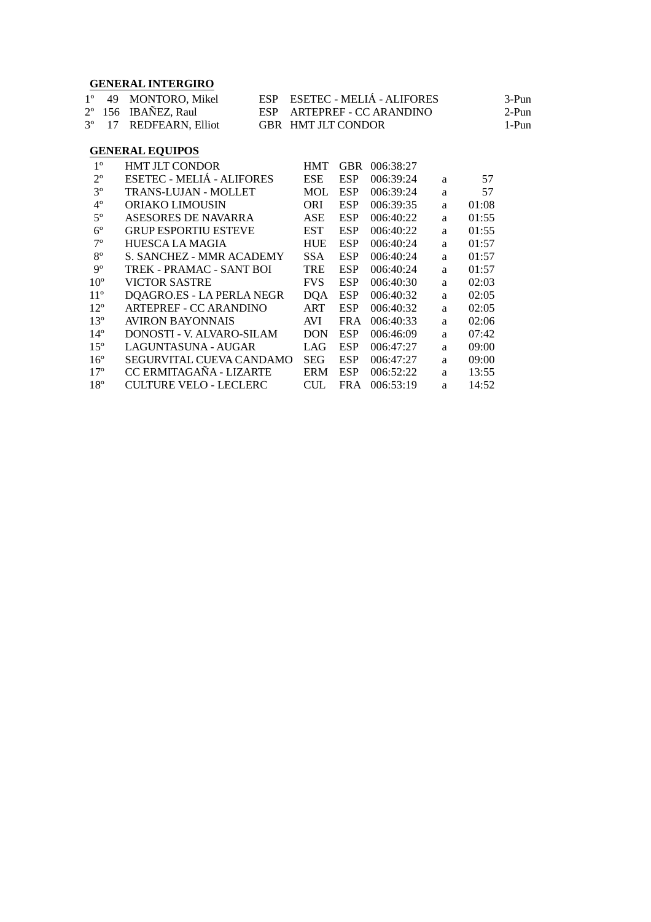## GENERAL INTERGIRO

| | | | | | |
|---|---|---|---|---|---|
| 1º | 49 | MONTORO, Mikel | ESP | ESETEC - MELIÁ - ALIFORES | 3-Pun |
| 2º | 156 | IBAÑEZ, Raul | ESP | ARTEPREF - CC ARANDINO | 2-Pun |
| 3º | 17 | REDFEARN, Elliot | GBR | HMT JLT CONDOR | 1-Pun |

## GENERAL EQUIPOS

| | | | | | | |
|---|---|---|---|---|---|---|
| 1º | HMT JLT CONDOR | HMT | GBR | 006:38:27 | | |
| 2º | ESETEC - MELIÁ - ALIFORES | ESE | ESP | 006:39:24 | a | 57 |
| 3º | TRANS-LUJAN - MOLLET | MOL | ESP | 006:39:24 | a | 57 |
| 4º | ORIAKO LIMOUSIN | ORI | ESP | 006:39:35 | a | 01:08 |
| 5º | ASESORES DE NAVARRA | ASE | ESP | 006:40:22 | a | 01:55 |
| 6º | GRUP ESPORTIU ESTEVE | EST | ESP | 006:40:22 | a | 01:55 |
| 7º | HUESCA LA MAGIA | HUE | ESP | 006:40:24 | a | 01:57 |
| 8º | S. SANCHEZ - MMR ACADEMY | SSA | ESP | 006:40:24 | a | 01:57 |
| 9º | TREK - PRAMAC - SANT BOI | TRE | ESP | 006:40:24 | a | 01:57 |
| 10º | VICTOR SASTRE | FVS | ESP | 006:40:30 | a | 02:03 |
| 11º | DQAGRO.ES - LA PERLA NEGR | DQA | ESP | 006:40:32 | a | 02:05 |
| 12º | ARTEPREF - CC ARANDINO | ART | ESP | 006:40:32 | a | 02:05 |
| 13º | AVIRON BAYONNAIS | AVI | FRA | 006:40:33 | a | 02:06 |
| 14º | DONOSTI - V. ALVARO-SILAM | DON | ESP | 006:46:09 | a | 07:42 |
| 15º | LAGUNTASUNA - AUGAR | LAG | ESP | 006:47:27 | a | 09:00 |
| 16º | SEGURVITAL CUEVA CANDAMO | SEG | ESP | 006:47:27 | a | 09:00 |
| 17º | CC ERMITAGAÑA - LIZARTE | ERM | ESP | 006:52:22 | a | 13:55 |
| 18º | CULTURE VELO - LECLERC | CUL | FRA | 006:53:19 | a | 14:52 |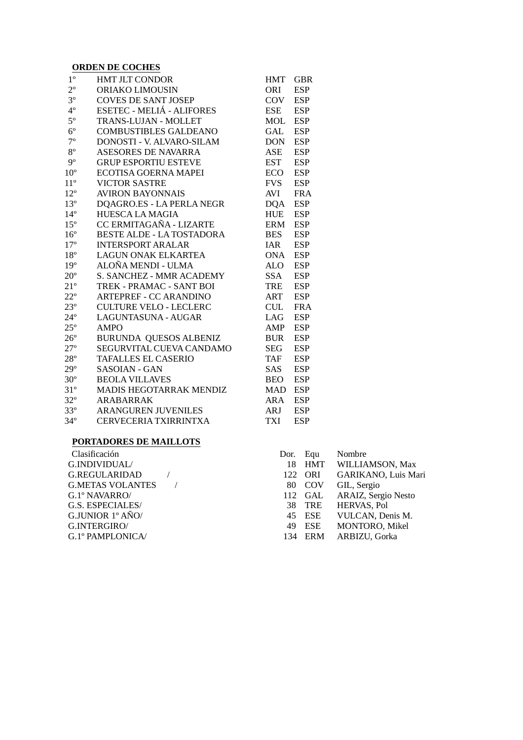**ORDEN DE COCHES**

| | | | |
|---|---|---|---|
| 1º | HMT JLT CONDOR | HMT | GBR |
| 2º | ORIAKO LIMOUSIN | ORI | ESP |
| 3º | COVES DE SANT JOSEP | COV | ESP |
| 4º | ESETEC - MELIÁ - ALIFORES | ESE | ESP |
| 5º | TRANS-LUJAN - MOLLET | MOL | ESP |
| 6º | COMBUSTIBLES GALDEANO | GAL | ESP |
| 7º | DONOSTI - V. ALVARO-SILAM | DON | ESP |
| 8º | ASESORES DE NAVARRA | ASE | ESP |
| 9º | GRUP ESPORTIU ESTEVE | EST | ESP |
| 10º | ECOTISA GOERNA MAPEI | ECO | ESP |
| 11º | VICTOR SASTRE | FVS | ESP |
| 12º | AVIRON BAYONNAIS | AVI | FRA |
| 13º | DQAGRO.ES - LA PERLA NEGR | DQA | ESP |
| 14º | HUESCA LA MAGIA | HUE | ESP |
| 15º | CC ERMITAGAÑA - LIZARTE | ERM | ESP |
| 16º | BESTE ALDE - LA TOSTADORA | BES | ESP |
| 17º | INTERSPORT ARALAR | IAR | ESP |
| 18º | LAGUN ONAK ELKARTEA | ONA | ESP |
| 19º | ALOÑA MENDI - ULMA | ALO | ESP |
| 20º | S. SANCHEZ - MMR ACADEMY | SSA | ESP |
| 21º | TREK - PRAMAC - SANT BOI | TRE | ESP |
| 22º | ARTEPREF - CC ARANDINO | ART | ESP |
| 23º | CULTURE VELO - LECLERC | CUL | FRA |
| 24º | LAGUNTASUNA - AUGAR | LAG | ESP |
| 25º | AMPO | AMP | ESP |
| 26º | BURUNDA QUESOS ALBENIZ | BUR | ESP |
| 27º | SEGURVITAL CUEVA CANDAMO | SEG | ESP |
| 28º | TAFALLES EL CASERIO | TAF | ESP |
| 29º | SASOIAN - GAN | SAS | ESP |
| 30º | BEOLA VILLAVES | BEO | ESP |
| 31º | MADIS HEGOTARRAK MENDIZ | MAD | ESP |
| 32º | ARABARRAK | ARA | ESP |
| 33º | ARANGUREN JUVENILES | ARJ | ESP |
| 34º | CERVECERIA TXIRRINTXA | TXI | ESP |

**PORTADORES DE MAILLOTS**

| Clasificación | Dor. | Equ | Nombre |
|---|---|---|---|
| G.INDIVIDUAL/ | 18 | HMT | WILLIAMSON, Max |
| G.REGULARIDAD / | 122 | ORI | GARIKANO, Luis Mari |
| G.METAS VOLANTES / | 80 | COV | GIL, Sergio |
| G.1º NAVARRO/ | 112 | GAL | ARAIZ, Sergio Nesto |
| G.S. ESPECIALES/ | 38 | TRE | HERVAS, Pol |
| G.JUNIOR 1º AÑO/ | 45 | ESE | VULCAN, Denis M. |
| G.INTERGIRO/ | 49 | ESE | MONTORO, Mikel |
| G.1º PAMPLONICA/ | 134 | ERM | ARBIZU, Gorka |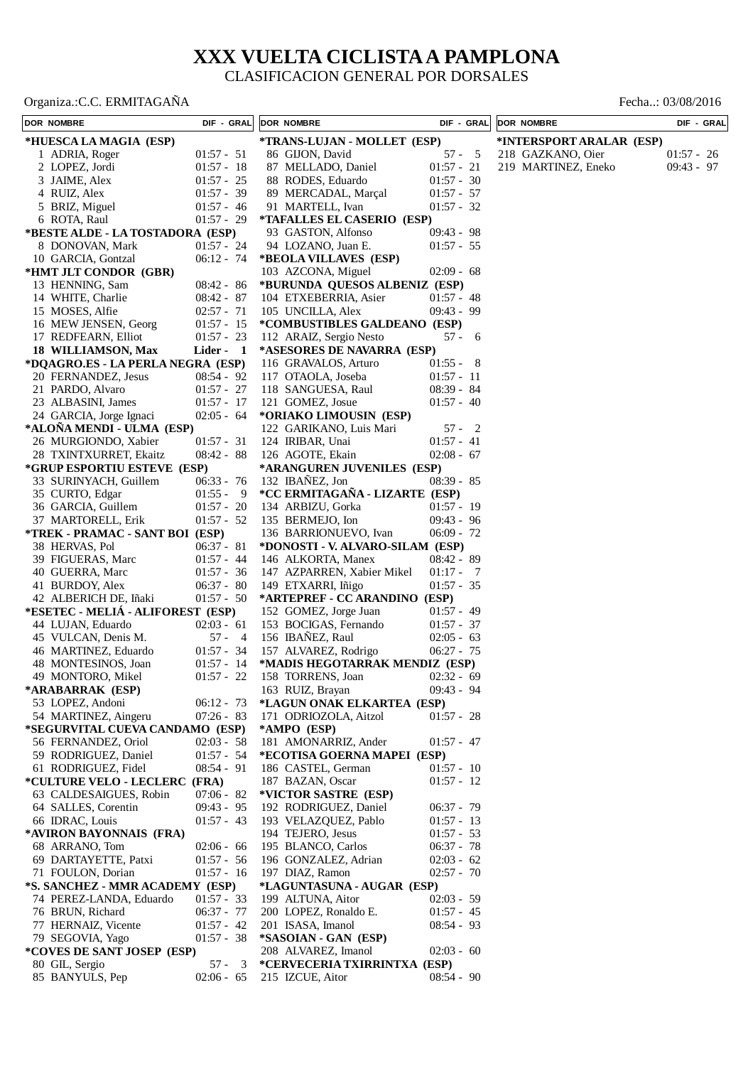# XXX VUELTA CICLISTA A PAMPLONA

CLASIFICACION GENERAL POR DORSALES

Organiza.:C.C. ERMITAGAÑA

Fecha..: 03/08/2016

| DOR | NOMBRE | DIF - GRAL |
|---|---|---|
| | **\*HUESCA LA MAGIA (ESP)** | |
| 1 | ADRIA, Roger | 01:57 - 51 |
| 2 | LOPEZ, Jordi | 01:57 - 18 |
| 3 | JAIME, Alex | 01:57 - 25 |
| 4 | RUIZ, Alex | 01:57 - 39 |
| 5 | BRIZ, Miguel | 01:57 - 46 |
| 6 | ROTA, Raul | 01:57 - 29 |
| | **\*BESTE ALDE - LA TOSTADORA (ESP)** | |
| 8 | DONOVAN, Mark | 01:57 - 24 |
| 10 | GARCIA, Gontzal | 06:12 - 74 |
| | **\*HMT JLT CONDOR (GBR)** | |
| 13 | HENNING, Sam | 08:42 - 86 |
| 14 | WHITE, Charlie | 08:42 - 87 |
| 15 | MOSES, Alfie | 02:57 - 71 |
| 16 | MEW JENSEN, Georg | 01:57 - 15 |
| 17 | REDFEARN, Elliot | 01:57 - 23 |
| **18** | **WILLIAMSON, Max** | **Lider - 1** |
| | **\*DQAGRO.ES - LA PERLA NEGRA (ESP)** | |
| 20 | FERNANDEZ, Jesus | 08:54 - 92 |
| 21 | PARDO, Alvaro | 01:57 - 27 |
| 23 | ALBASINI, James | 01:57 - 17 |
| 24 | GARCIA, Jorge Ignaci | 02:05 - 64 |
| | **\*ALOÑA MENDI - ULMA (ESP)** | |
| 26 | MURGIONDO, Xabier | 01:57 - 31 |
| 28 | TXINTXURRET, Ekaitz | 08:42 - 88 |
| | **\*GRUP ESPORTIU ESTEVE (ESP)** | |
| 33 | SURINYACH, Guillem | 06:33 - 76 |
| 35 | CURTO, Edgar | 01:55 - 9 |
| 36 | GARCIA, Guillem | 01:57 - 20 |
| 37 | MARTORELL, Erik | 01:57 - 52 |
| | **\*TREK - PRAMAC - SANT BOI (ESP)** | |
| 38 | HERVAS, Pol | 06:37 - 81 |
| 39 | FIGUERAS, Marc | 01:57 - 44 |
| 40 | GUERRA, Marc | 01:57 - 36 |
| 41 | BURDOY, Alex | 06:37 - 80 |
| 42 | ALBERICH DE, Iñaki | 01:57 - 50 |
| | **\*ESETEC - MELIÁ - ALIFOREST (ESP)** | |
| 44 | LUJAN, Eduardo | 02:03 - 61 |
| 45 | VULCAN, Denis M. | 57 - 4 |
| 46 | MARTINEZ, Eduardo | 01:57 - 34 |
| 48 | MONTESINOS, Joan | 01:57 - 14 |
| 49 | MONTORO, Mikel | 01:57 - 22 |
| | **\*ARABARRAK (ESP)** | |
| 53 | LOPEZ, Andoni | 06:12 - 73 |
| 54 | MARTINEZ, Aingeru | 07:26 - 83 |
| | **\*SEGURVITAL CUEVA CANDAMO (ESP)** | |
| 56 | FERNANDEZ, Oriol | 02:03 - 58 |
| 59 | RODRIGUEZ, Daniel | 01:57 - 54 |
| 61 | RODRIGUEZ, Fidel | 08:54 - 91 |
| | **\*CULTURE VELO - LECLERC (FRA)** | |
| 63 | CALDESAIGUES, Robin | 07:06 - 82 |
| 64 | SALLES, Corentin | 09:43 - 95 |
| 66 | IDRAC, Louis | 01:57 - 43 |
| | **\*AVIRON BAYONNAIS (FRA)** | |
| 68 | ARRANO, Tom | 02:06 - 66 |
| 69 | DARTAYETTE, Patxi | 01:57 - 56 |
| 71 | FOULON, Dorian | 01:57 - 16 |
| | **\*S. SANCHEZ - MMR ACADEMY (ESP)** | |
| 74 | PEREZ-LANDA, Eduardo | 01:57 - 33 |
| 76 | BRUN, Richard | 06:37 - 77 |
| 77 | HERNAIZ, Vicente | 01:57 - 42 |
| 79 | SEGOVIA, Yago | 01:57 - 38 |
| | **\*COVES DE SANT JOSEP (ESP)** | |
| 80 | GIL, Sergio | 57 - 3 |
| 85 | BANYULS, Pep | 02:06 - 65 |
| | **\*TRANS-LUJAN - MOLLET (ESP)** | |
| 86 | GIJON, David | 57 - 5 |
| 87 | MELLADO, Daniel | 01:57 - 21 |
| 88 | RODES, Eduardo | 01:57 - 30 |
| 89 | MERCADAL, Marçal | 01:57 - 57 |
| 91 | MARTELL, Ivan | 01:57 - 32 |
| | **\*TAFALLES EL CASERIO (ESP)** | |
| 93 | GASTON, Alfonso | 09:43 - 98 |
| 94 | LOZANO, Juan E. | 01:57 - 55 |
| | **\*BEOLA VILLAVES (ESP)** | |
| 103 | AZCONA, Miguel | 02:09 - 68 |
| | **\*BURUNDA QUESOS ALBENIZ (ESP)** | |
| 104 | ETXEBERRIA, Asier | 01:57 - 48 |
| 105 | UNCILLA, Alex | 09:43 - 99 |
| | **\*COMBUSTIBLES GALDEANO (ESP)** | |
| 112 | ARAIZ, Sergio Nesto | 57 - 6 |
| | **\*ASESORES DE NAVARRA (ESP)** | |
| 116 | GRAVALOS, Arturo | 01:55 - 8 |
| 117 | OTAOLA, Joseba | 01:57 - 11 |
| 118 | SANGUESA, Raul | 08:39 - 84 |
| 121 | GOMEZ, Josue | 01:57 - 40 |
| | **\*ORIAKO LIMOUSIN (ESP)** | |
| 122 | GARIKANO, Luis Mari | 57 - 2 |
| 124 | IRIBAR, Unai | 01:57 - 41 |
| 126 | AGOTE, Ekain | 02:08 - 67 |
| | **\*ARANGUREN JUVENILES (ESP)** | |
| 132 | IBAÑEZ, Jon | 08:39 - 85 |
| | **\*CC ERMITAGAÑA - LIZARTE (ESP)** | |
| 134 | ARBIZU, Gorka | 01:57 - 19 |
| 135 | BERMEJO, Ion | 09:43 - 96 |
| 136 | BARRIONUEVO, Ivan | 06:09 - 72 |
| | **\*DONOSTI - V. ALVARO-SILAM (ESP)** | |
| 146 | ALKORTA, Manex | 08:42 - 89 |
| 147 | AZPARREN, Xabier Mikel | 01:17 - 7 |
| 149 | ETXARRI, Iñigo | 01:57 - 35 |
| | **\*ARTEPREF - CC ARANDINO (ESP)** | |
| 152 | GOMEZ, Jorge Juan | 01:57 - 49 |
| 153 | BOCIGAS, Fernando | 01:57 - 37 |
| 156 | IBAÑEZ, Raul | 02:05 - 63 |
| 157 | ALVAREZ, Rodrigo | 06:27 - 75 |
| | **\*MADIS HEGOTARRAK MENDIZ (ESP)** | |
| 158 | TORRENS, Joan | 02:32 - 69 |
| 163 | RUIZ, Brayan | 09:43 - 94 |
| | **\*LAGUN ONAK ELKARTEA (ESP)** | |
| 171 | ODRIOZOLA, Aitzol | 01:57 - 28 |
| | **\*AMPO (ESP)** | |
| 181 | AMONARRIZ, Ander | 01:57 - 47 |
| | **\*ECOTISA GOERNA MAPEI (ESP)** | |
| 186 | CASTEL, German | 01:57 - 10 |
| 187 | BAZAN, Oscar | 01:57 - 12 |
| | **\*VICTOR SASTRE (ESP)** | |
| 192 | RODRIGUEZ, Daniel | 06:37 - 79 |
| 193 | VELAZQUEZ, Pablo | 01:57 - 13 |
| 194 | TEJERO, Jesus | 01:57 - 53 |
| 195 | BLANCO, Carlos | 06:37 - 78 |
| 196 | GONZALEZ, Adrian | 02:03 - 62 |
| 197 | DIAZ, Ramon | 02:57 - 70 |
| | **\*LAGUNTASUNA - AUGAR (ESP)** | |
| 199 | ALTUNA, Aitor | 02:03 - 59 |
| 200 | LOPEZ, Ronaldo E. | 01:57 - 45 |
| 201 | ISASA, Imanol | 08:54 - 93 |
| | **\*SASOIAN - GAN (ESP)** | |
| 208 | ALVAREZ, Imanol | 02:03 - 60 |
| | **\*CERVECERIA TXIRRINTXA (ESP)** | |
| 215 | IZCUE, Aitor | 08:54 - 90 |
| | **\*INTERSPORT ARALAR (ESP)** | |
| 218 | GAZKANO, Oier | 01:57 - 26 |
| 219 | MARTINEZ, Eneko | 09:43 - 97 |